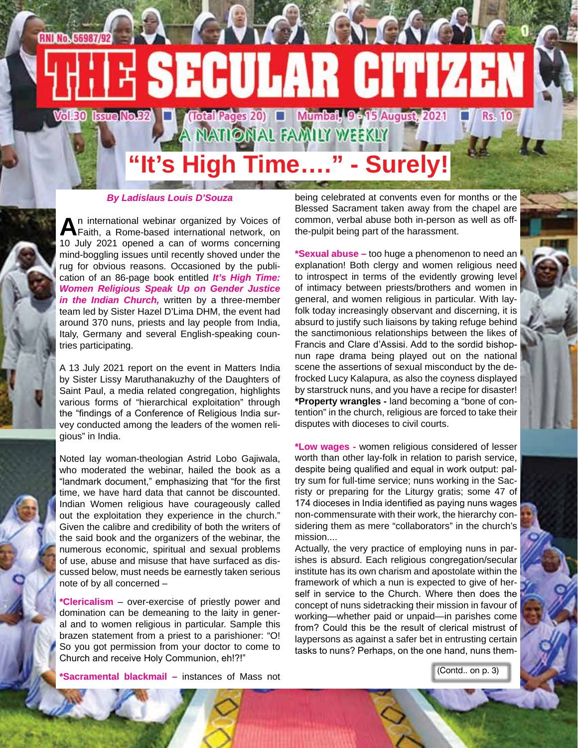# THE SECULAR CITIZEN

RNI No. 56987/92

Vol.30 Issue No.32 ■ (Total Pages 20) ■ Mumbai, 9 - 15 August, 2021 ■ Rs. 10

A NATIONAL FAMILY WEEKLY

## "It's High Time…." - Surely!

***By Ladislaus Louis D'Souza***

An international webinar organized by Voices of Faith, a Rome-based international network, on 10 July 2021 opened a can of worms concerning mind-boggling issues until recently shoved under the rug for obvious reasons. Occasioned by the publication of an 86-page book entitled ***It's High Time: Women Religious Speak Up on Gender Justice in the Indian Church,*** written by a three-member team led by Sister Hazel D'Lima DHM, the event had around 370 nuns, priests and lay people from India, Italy, Germany and several English-speaking countries participating.

A 13 July 2021 report on the event in Matters India by Sister Lissy Maruthanakuzhy of the Daughters of Saint Paul, a media related congregation, highlights various forms of "hierarchical exploitation" through the "findings of a Conference of Religious India survey conducted among the leaders of the women religious" in India.

Noted lay woman-theologian Astrid Lobo Gajiwala, who moderated the webinar, hailed the book as a "landmark document," emphasizing that "for the first time, we have hard data that cannot be discounted. Indian Women religious have courageously called out the exploitation they experience in the church." Given the calibre and credibility of both the writers of the said book and the organizers of the webinar, the numerous economic, spiritual and sexual problems of use, abuse and misuse that have surfaced as discussed below, must needs be earnestly taken serious note of by all concerned –

**\*Clericalism** – over-exercise of priestly power and domination can be demeaning to the laity in general and to women religious in particular. Sample this brazen statement from a priest to a parishioner: "O! So you got permission from your doctor to come to Church and receive Holy Communion, eh!?!"

**\*Sacramental blackmail –** instances of Mass not being celebrated at convents even for months or the Blessed Sacrament taken away from the chapel are common, verbal abuse both in-person as well as off-the-pulpit being part of the harassment.

**\*Sexual abuse –** too huge a phenomenon to need an explanation! Both clergy and women religious need to introspect in terms of the evidently growing level of intimacy between priests/brothers and women in general, and women religious in particular. With lay-folk today increasingly observant and discerning, it is absurd to justify such liaisons by taking refuge behind the sanctimonious relationships between the likes of Francis and Clare d'Assisi. Add to the sordid bishop-nun rape drama being played out on the national scene the assertions of sexual misconduct by the de-frocked Lucy Kalapura, as also the coyness displayed by starstruck nuns, and you have a recipe for disaster!
**\*Property wrangles -** land becoming a "bone of contention" in the church, religious are forced to take their disputes with dioceses to civil courts.

**\*Low wages -** women religious considered of lesser worth than other lay-folk in relation to parish service, despite being qualified and equal in work output: paltry sum for full-time service; nuns working in the Sacristy or preparing for the Liturgy gratis; some 47 of 174 dioceses in India identified as paying nuns wages non-commensurate with their work, the hierarchy considering them as mere "collaborators" in the church's mission....
Actually, the very practice of employing nuns in parishes is absurd. Each religious congregation/secular institute has its own charism and apostolate within the framework of which a nun is expected to give of herself in service to the Church. Where then does the concept of nuns sidetracking their mission in favour of working—whether paid or unpaid—in parishes come from? Could this be the result of clerical mistrust of laypersons as against a safer bet in entrusting certain tasks to nuns? Perhaps, on the one hand, nuns them-

(Contd.. on p. 3)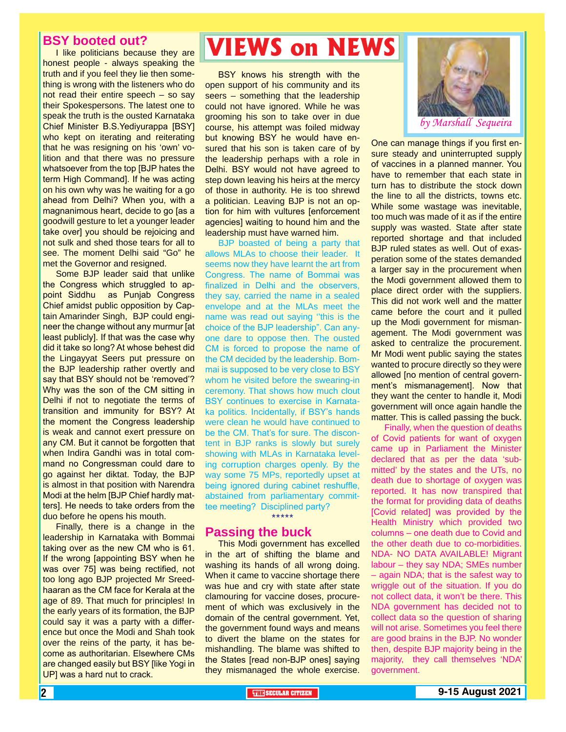# VIEWS on NEWS

*by Marshall Sequeira*

## BSY booted out?

I like politicians because they are honest people - always speaking the truth and if you feel they lie then something is wrong with the listeners who do not read their entire speech – so say their Spokespersons. The latest one to speak the truth is the ousted Karnataka Chief Minister B.S.Yediyurappa [BSY] who kept on iterating and reiterating that he was resigning on his 'own' volition and that there was no pressure whatsoever from the top [BJP hates the term High Command]. If he was acting on his own why was he waiting for a go ahead from Delhi? When you, with a magnanimous heart, decide to go [as a goodwill gesture to let a younger leader take over] you should be rejoicing and not sulk and shed those tears for all to see. The moment Delhi said "Go" he met the Governor and resigned.

Some BJP leader said that unlike the Congress which struggled to appoint Siddhu as Punjab Congress Chief amidst public opposition by Captain Amarinder Singh, BJP could engineer the change without any murmur [at least publicly]. If that was the case why did it take so long? At whose behest did the Lingayyat Seers put pressure on the BJP leadership rather overtly and say that BSY should not be 'removed'? Why was the son of the CM sitting in Delhi if not to negotiate the terms of transition and immunity for BSY? At the moment the Congress leadership is weak and cannot exert pressure on any CM. But it cannot be forgotten that when Indira Gandhi was in total command no Congressman could dare to go against her diktat. Today, the BJP is almost in that position with Narendra Modi at the helm [BJP Chief hardly matters]. He needs to take orders from the duo before he opens his mouth.

Finally, there is a change in the leadership in Karnataka with Bommai taking over as the new CM who is 61. If the wrong [appointing BSY when he was over 75] was being rectified, not too long ago BJP projected Mr Sreedhaaran as the CM face for Kerala at the age of 89. That much for principles! In the early years of its formation, the BJP could say it was a party with a difference but once the Modi and Shah took over the reins of the party, it has become as authoritarian. Elsewhere CMs are changed easily but BSY [like Yogi in UP] was a hard nut to crack.

BSY knows his strength with the open support of his community and its seers – something that the leadership could not have ignored. While he was grooming his son to take over in due course, his attempt was foiled midway but knowing BSY he would have ensured that his son is taken care of by the leadership perhaps with a role in Delhi. BSY would not have agreed to step down leaving his heirs at the mercy of those in authority. He is too shrewd a politician. Leaving BJP is not an option for him with vultures [enforcement agencies] waiting to hound him and the leadership must have warned him.

BJP boasted of being a party that allows MLAs to choose their leader. It seems now they have learnt the art from Congress. The name of Bommai was finalized in Delhi and the observers, they say, carried the name in a sealed envelope and at the MLAs meet the name was read out saying "this is the choice of the BJP leadership". Can anyone dare to oppose then. The ousted CM is forced to propose the name of the CM decided by the leadership. Bommai is supposed to be very close to BSY whom he visited before the swearing-in ceremony. That shows how much clout BSY continues to exercise in Karnataka politics. Incidentally, if BSY's hands were clean he would have continued to be the CM. That's for sure. The discontent in BJP ranks is slowly but surely showing with MLAs in Karnataka leveling corruption charges openly. By the way some 75 MPs, reportedly upset at being ignored during cabinet reshuffle, abstained from parliamentary committee meeting? Disciplined party?

*****

## Passing the buck

This Modi government has excelled in the art of shifting the blame and washing its hands of all wrong doing. When it came to vaccine shortage there was hue and cry with state after state clamouring for vaccine doses, procurement of which was exclusively in the domain of the central government. Yet, the government found ways and means to divert the blame on the states for mishandling. The blame was shifted to the States [read non-BJP ones] saying they mismanaged the whole exercise. One can manage things if you first ensure steady and uninterrupted supply of vaccines in a planned manner. You have to remember that each state in turn has to distribute the stock down the line to all the districts, towns etc. While some wastage was inevitable, too much was made of it as if the entire supply was wasted. State after state reported shortage and that included BJP ruled states as well. Out of exasperation some of the states demanded a larger say in the procurement when the Modi government allowed them to place direct order with the suppliers. This did not work well and the matter came before the court and it pulled up the Modi government for mismanagement. The Modi government was asked to centralize the procurement. Mr Modi went public saying the states wanted to procure directly so they were allowed [no mention of central government's mismanagement]. Now that they want the center to handle it, Modi government will once again handle the matter. This is called passing the buck.

Finally, when the question of deaths of Covid patients for want of oxygen came up in Parliament the Minister declared that as per the data 'submitted' by the states and the UTs, no death due to shortage of oxygen was reported. It has now transpired that the format for providing data of deaths [Covid related] was provided by the Health Ministry which provided two columns – one death due to Covid and the other death due to co-morbidities. NDA- NO DATA AVAILABLE! Migrant labour – they say NDA; SMEs number – again NDA; that is the safest way to wriggle out of the situation. If you do not collect data, it won't be there. This NDA government has decided not to collect data so the question of sharing will not arise. Sometimes you feel there are good brains in the BJP. No wonder then, despite BJP majority being in the majority, they call themselves 'NDA' government.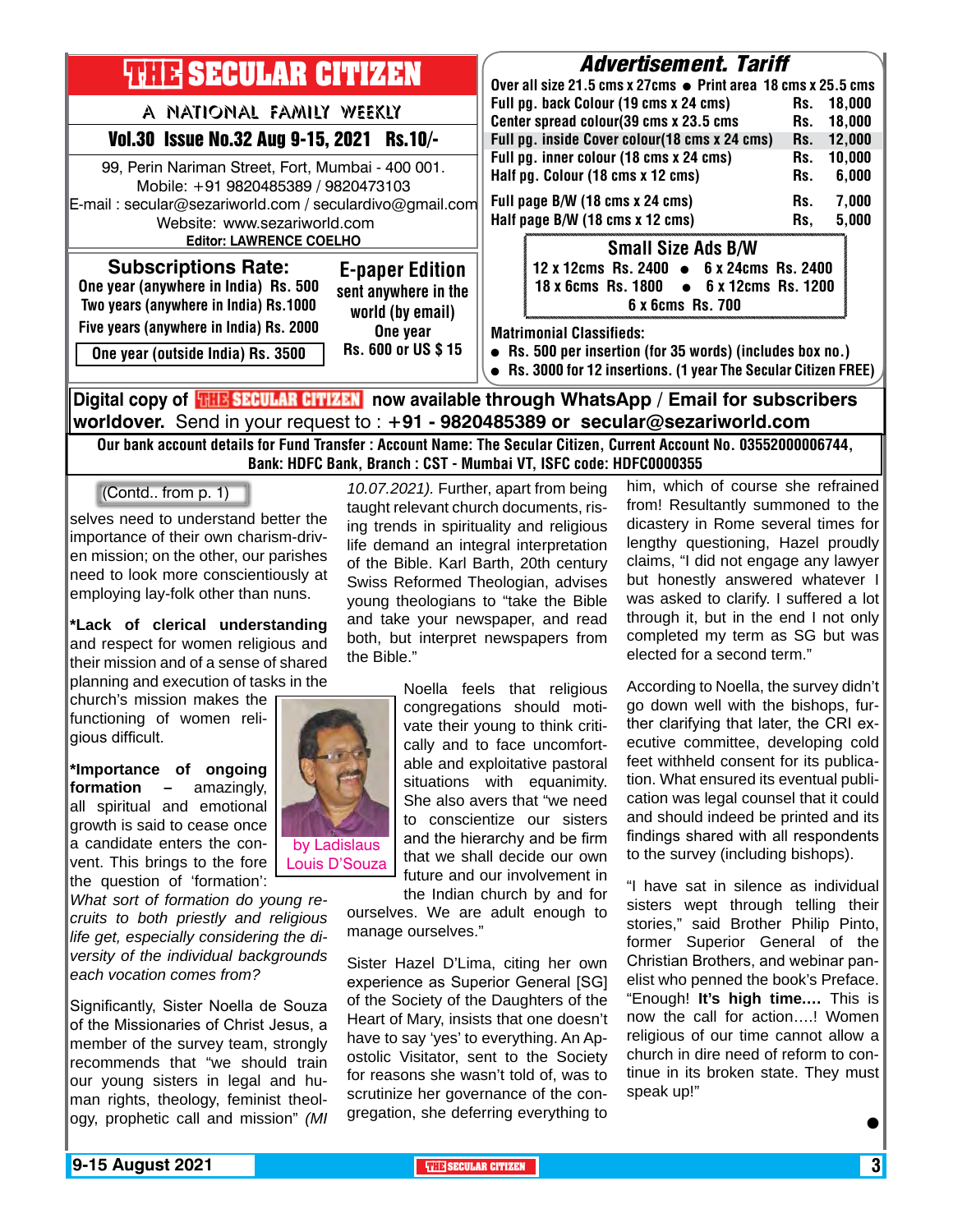# THE SECULAR CITIZEN

A NATIONAL FAMILY WEEKLY

**Vol.30 Issue No.32 Aug 9-15, 2021 Rs.10/-**

99, Perin Nariman Street, Fort, Mumbai - 400 001.
Mobile: +91 9820485389 / 9820473103
E-mail : secular@sezariworld.com / seculardivo@gmail.com
Website: www.sezariworld.com
**Editor: LAWRENCE COELHO**

## Subscriptions Rate:

One year (anywhere in India) Rs. 500
Two years (anywhere in India) Rs.1000
Five years (anywhere in India) Rs. 2000
One year (outside India) Rs. 3500

## E-paper Edition

sent anywhere in the world (by email)
One year
Rs. 600 or US $ 15

## Advertisement. Tariff

Over all size 21.5 cms x 27cms • Print area 18 cms x 25.5 cms

| | | |
|---|---|---|
| Full pg. back Colour (19 cms x 24 cms) | Rs. | 18,000 |
| Center spread colour(39 cms x 23.5 cms | Rs. | 18,000 |
| Full pg. inside Cover colour(18 cms x 24 cms) | Rs. | 12,000 |
| Full pg. inner colour (18 cms x 24 cms) | Rs. | 10,000 |
| Half pg. Colour (18 cms x 12 cms) | Rs. | 6,000 |
| Full page B/W (18 cms x 24 cms) | Rs. | 7,000 |
| Half page B/W (18 cms x 12 cms) | Rs, | 5,000 |

### Small Size Ads B/W

12 x 12cms Rs. 2400 • 6 x 24cms Rs. 2400
18 x 6cms Rs. 1800 • 6 x 12cms Rs. 1200
6 x 6cms Rs. 700

**Matrimonial Classifieds:**

- Rs. 500 per insertion (for 35 words) (includes box no.)
- Rs. 3000 for 12 insertions. (1 year The Secular Citizen FREE)

**Digital copy of THE SECULAR CITIZEN now available through WhatsApp / Email for subscribers worldover.** Send in your request to : **+91 - 9820485389 or secular@sezariworld.com**

**Our bank account details for Fund Transfer : Account Name: The Secular Citizen, Current Account No. 03552000006744, Bank: HDFC Bank, Branch : CST - Mumbai VT, ISFC code: HDFC0000355**

---

(Contd.. from p. 1)

selves need to understand better the importance of their own charism-driven mission; on the other, our parishes need to look more conscientiously at employing lay-folk other than nuns.

**\*Lack of clerical understanding** and respect for women religious and their mission and of a sense of shared planning and execution of tasks in the church's mission makes the functioning of women religious difficult.

by Ladislaus Louis D'Souza

**\*Importance of ongoing formation** – amazingly, all spiritual and emotional growth is said to cease once a candidate enters the convent. This brings to the fore the question of 'formation': *What sort of formation do young recruits to both priestly and religious life get, especially considering the diversity of the individual backgrounds each vocation comes from?*

Significantly, Sister Noella de Souza of the Missionaries of Christ Jesus, a member of the survey team, strongly recommends that "we should train our young sisters in legal and human rights, theology, feminist theology, prophetic call and mission" *(MI 10.07.2021).* Further, apart from being taught relevant church documents, rising trends in spirituality and religious life demand an integral interpretation of the Bible. Karl Barth, 20th century Swiss Reformed Theologian, advises young theologians to "take the Bible and take your newspaper, and read both, but interpret newspapers from the Bible."

Noella feels that religious congregations should motivate their young to think critically and to face uncomfortable and exploitative pastoral situations with equanimity. She also avers that "we need to conscientize our sisters and the hierarchy and be firm that we shall decide our own future and our involvement in the Indian church by and for ourselves. We are adult enough to manage ourselves."

Sister Hazel D'Lima, citing her own experience as Superior General [SG] of the Society of the Daughters of the Heart of Mary, insists that one doesn't have to say 'yes' to everything. An Apostolic Visitator, sent to the Society for reasons she wasn't told of, was to scrutinize her governance of the congregation, she deferring everything to him, which of course she refrained from! Resultantly summoned to the dicastery in Rome several times for lengthy questioning, Hazel proudly claims, "I did not engage any lawyer but honestly answered whatever I was asked to clarify. I suffered a lot through it, but in the end I not only completed my term as SG but was elected for a second term."

According to Noella, the survey didn't go down well with the bishops, further clarifying that later, the CRI executive committee, developing cold feet withheld consent for its publication. What ensured its eventual publication was legal counsel that it could and should indeed be printed and its findings shared with all respondents to the survey (including bishops).

"I have sat in silence as individual sisters wept through telling their stories," said Brother Philip Pinto, former Superior General of the Christian Brothers, and webinar panelist who penned the book's Preface. "Enough! **It's high time....** This is now the call for action....! Women religious of our time cannot allow a church in dire need of reform to continue in its broken state. They must speak up!"

●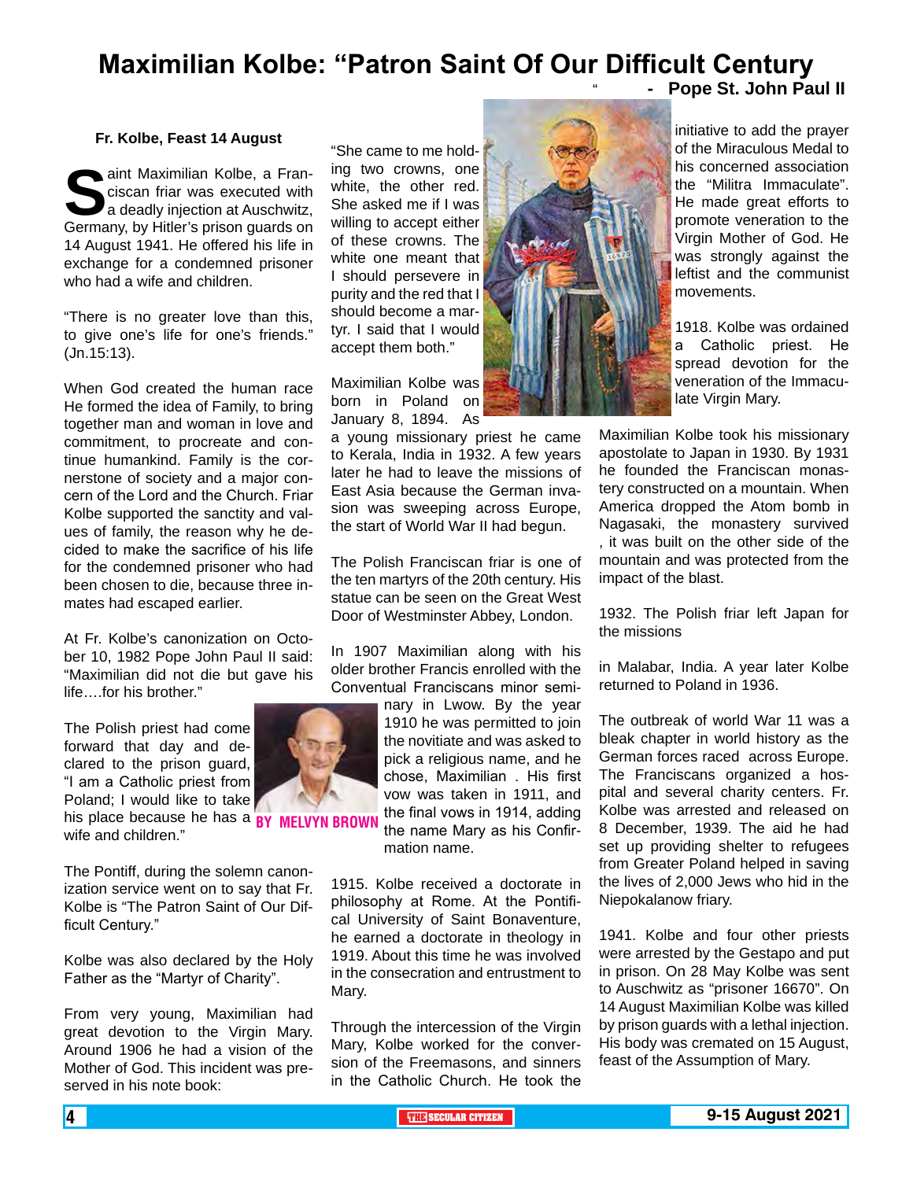# Maximilian Kolbe: "Patron Saint Of Our Difficult Century"

**- Pope St. John Paul II**

**Fr. Kolbe, Feast 14 August**

Saint Maximilian Kolbe, a Franciscan friar was executed with a deadly injection at Auschwitz, Germany, by Hitler's prison guards on 14 August 1941. He offered his life in exchange for a condemned prisoner who had a wife and children.

"There is no greater love than this, to give one's life for one's friends." (Jn.15:13).

When God created the human race He formed the idea of Family, to bring together man and woman in love and commitment, to procreate and continue humankind. Family is the cornerstone of society and a major concern of the Lord and the Church. Friar Kolbe supported the sanctity and values of family, the reason why he decided to make the sacrifice of his life for the condemned prisoner who had been chosen to die, because three inmates had escaped earlier.

At Fr. Kolbe's canonization on October 10, 1982 Pope John Paul II said: "Maximilian did not die but gave his life….for his brother."

The Polish priest had come forward that day and declared to the prison guard, "I am a Catholic priest from Poland; I would like to take his place because he has a wife and children."

**BY MELVYN BROWN**

The Pontiff, during the solemn canonization service went on to say that Fr. Kolbe is "The Patron Saint of Our Difficult Century."

Kolbe was also declared by the Holy Father as the "Martyr of Charity".

From very young, Maximilian had great devotion to the Virgin Mary. Around 1906 he had a vision of the Mother of God. This incident was preserved in his note book:

"She came to me holding two crowns, one white, the other red. She asked me if I was willing to accept either of these crowns. The white one meant that I should persevere in purity and the red that I should become a martyr. I said that I would accept them both."

Maximilian Kolbe was born in Poland on January 8, 1894. As a young missionary priest he came to Kerala, India in 1932. A few years later he had to leave the missions of East Asia because the German invasion was sweeping across Europe, the start of World War II had begun.

The Polish Franciscan friar is one of the ten martyrs of the 20th century. His statue can be seen on the Great West Door of Westminster Abbey, London.

In 1907 Maximilian along with his older brother Francis enrolled with the Conventual Franciscans minor seminary in Lwow. By the year 1910 he was permitted to join the novitiate and was asked to pick a religious name, and he chose, Maximilian . His first vow was taken in 1911, and the final vows in 1914, adding the name Mary as his Confirmation name.

1915. Kolbe received a doctorate in philosophy at Rome. At the Pontifical University of Saint Bonaventure, he earned a doctorate in theology in 1919. About this time he was involved in the consecration and entrustment to Mary.

Through the intercession of the Virgin Mary, Kolbe worked for the conversion of the Freemasons, and sinners in the Catholic Church. He took the initiative to add the prayer of the Miraculous Medal to his concerned association the "Militra Immaculate". He made great efforts to promote veneration to the Virgin Mother of God. He was strongly against the leftist and the communist movements.

1918. Kolbe was ordained a Catholic priest. He spread devotion for the veneration of the Immaculate Virgin Mary.

Maximilian Kolbe took his missionary apostolate to Japan in 1930. By 1931 he founded the Franciscan monastery constructed on a mountain. When America dropped the Atom bomb in Nagasaki, the monastery survived , it was built on the other side of the mountain and was protected from the impact of the blast.

1932. The Polish friar left Japan for the missions

in Malabar, India. A year later Kolbe returned to Poland in 1936.

The outbreak of world War 11 was a bleak chapter in world history as the German forces raced across Europe. The Franciscans organized a hospital and several charity centers. Fr. Kolbe was arrested and released on 8 December, 1939. The aid he had set up providing shelter to refugees from Greater Poland helped in saving the lives of 2,000 Jews who hid in the Niepokalanow friary.

1941. Kolbe and four other priests were arrested by the Gestapo and put in prison. On 28 May Kolbe was sent to Auschwitz as "prisoner 16670". On 14 August Maximilian Kolbe was killed by prison guards with a lethal injection. His body was cremated on 15 August, feast of the Assumption of Mary.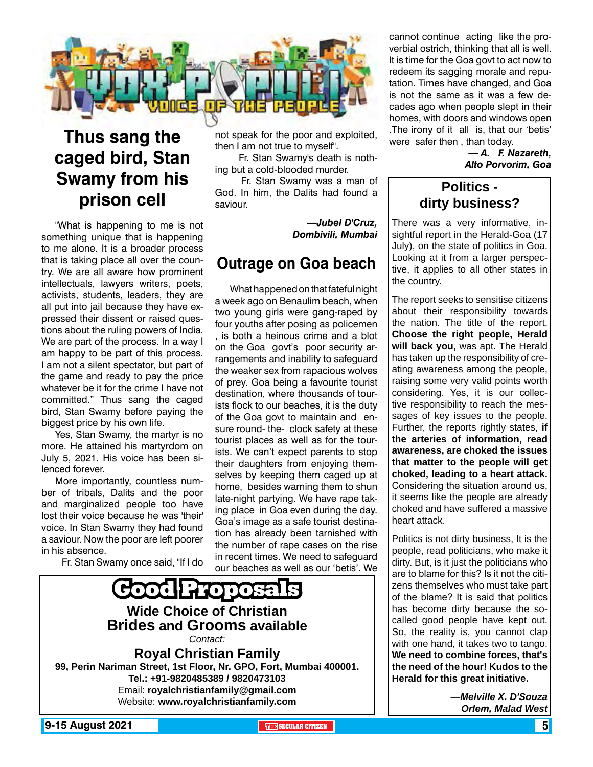# VOX POPULI
## VOICE OF THE PEOPLE

## Thus sang the caged bird, Stan Swamy from his prison cell

"What is happening to me is not something unique that is happening to me alone. It is a broader process that is taking place all over the country. We are all aware how prominent intellectuals, lawyers writers, poets, activists, students, leaders, they are all put into jail because they have expressed their dissent or raised questions about the ruling powers of India. We are part of the process. In a way I am happy to be part of this process. I am not a silent spectator, but part of the game and ready to pay the price whatever be it for the crime I have not committed." Thus sang the caged bird, Stan Swamy before paying the biggest price by his own life.

Yes, Stan Swamy, the martyr is no more. He attained his martyrdom on July 5, 2021. His voice has been silenced forever.

More importantly, countless number of tribals, Dalits and the poor and marginalized people too have lost their voice because he was 'their' voice. In Stan Swamy they had found a saviour. Now the poor are left poorer in his absence.

Fr. Stan Swamy once said, "If I do not speak for the poor and exploited, then I am not true to myself".

Fr. Stan Swamy's death is nothing but a cold-blooded murder.

Fr. Stan Swamy was a man of God. In him, the Dalits had found a saviour.

***—Jubel D'Cruz, Dombivili, Mumbai***

## Outrage on Goa beach

What happened on that fateful night a week ago on Benaulim beach, when two young girls were gang-raped by four youths after posing as policemen , is both a heinous crime and a blot on the Goa govt's poor security arrangements and inability to safeguard the weaker sex from rapacious wolves of prey. Goa being a favourite tourist destination, where thousands of tourists flock to our beaches, it is the duty of the Goa govt to maintain and ensure round- the- clock safety at these tourist places as well as for the tourists. We can't expect parents to stop their daughters from enjoying themselves by keeping them caged up at home, besides warning them to shun late-night partying. We have rape taking place in Goa even during the day. Goa's image as a safe tourist destination has already been tarnished with the number of rape cases on the rise in recent times. We need to safeguard our beaches as well as our 'betis'. We cannot continue acting like the proverbial ostrich, thinking that all is well. It is time for the Goa govt to act now to redeem its sagging morale and reputation. Times have changed, and Goa is not the same as it was a few decades ago when people slept in their homes, with doors and windows open .The irony of it all is, that our 'betis' were safer then , than today.

***— A. F. Nazareth, Alto Porvorim, Goa***

## Politics - dirty business?

There was a very informative, insightful report in the Herald-Goa (17 July), on the state of politics in Goa. Looking at it from a larger perspective, it applies to all other states in the country.

The report seeks to sensitise citizens about their responsibility towards the nation. The title of the report, **Choose the right people, Herald will back you,** was apt. The Herald has taken up the responsibility of creating awareness among the people, raising some very valid points worth considering. Yes, it is our collective responsibility to reach the messages of key issues to the people. Further, the reports rightly states, **if the arteries of information, read awareness, are choked the issues that matter to the people will get choked, leading to a heart attack.** Considering the situation around us, it seems like the people are already choked and have suffered a massive heart attack.

Politics is not dirty business, It is the people, read politicians, who make it dirty. But, is it just the politicians who are to blame for this? Is it not the citizens themselves who must take part of the blame? It is said that politics has become dirty because the so-called good people have kept out. So, the reality is, you cannot clap with one hand, it takes two to tango. **We need to combine forces, that's the need of the hour! Kudos to the Herald for this great initiative.**

***—Melville X. D'Souza Orlem, Malad West***

---

# Good Proposals

**Wide Choice of Christian Brides and Grooms available**

*Contact:*

**Royal Christian Family**

**99, Perin Nariman Street, 1st Floor, Nr. GPO, Fort, Mumbai 400001.**

**Tel.: +91-9820485389 / 9820473103**

Email: **royalchristianfamily@gmail.com**

Website: **www.royalchristianfamily.com**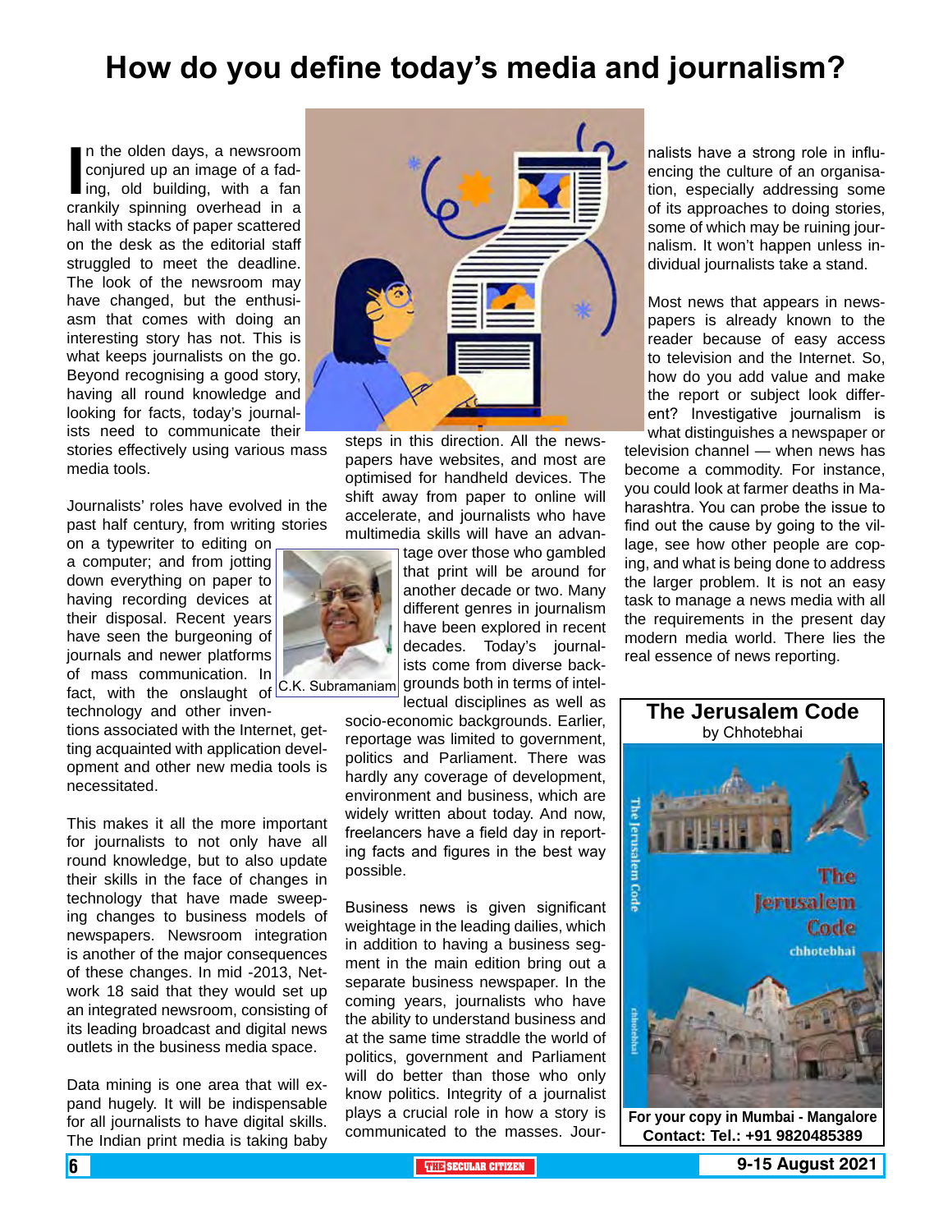# How do you define today's media and journalism?

In the olden days, a newsroom conjured up an image of a fading, old building, with a fan crankily spinning overhead in a hall with stacks of paper scattered on the desk as the editorial staff struggled to meet the deadline. The look of the newsroom may have changed, but the enthusiasm that comes with doing an interesting story has not. This is what keeps journalists on the go. Beyond recognising a good story, having all round knowledge and looking for facts, today's journalists need to communicate their stories effectively using various mass media tools.

Journalists' roles have evolved in the past half century, from writing stories on a typewriter to editing on a computer; and from jotting down everything on paper to having recording devices at their disposal. Recent years have seen the burgeoning of journals and newer platforms of mass communication. In fact, with the onslaught of technology and other inventions associated with the Internet, getting acquainted with application development and other new media tools is necessitated.

C.K. Subramaniam

This makes it all the more important for journalists to not only have all round knowledge, but to also update their skills in the face of changes in technology that have made sweeping changes to business models of newspapers. Newsroom integration is another of the major consequences of these changes. In mid -2013, Network 18 said that they would set up an integrated newsroom, consisting of its leading broadcast and digital news outlets in the business media space.

Data mining is one area that will expand hugely. It will be indispensable for all journalists to have digital skills. The Indian print media is taking baby steps in this direction. All the newspapers have websites, and most are optimised for handheld devices. The shift away from paper to online will accelerate, and journalists who have multimedia skills will have an advantage over those who gambled that print will be around for another decade or two. Many different genres in journalism have been explored in recent decades. Today's journalists come from diverse backgrounds both in terms of intellectual disciplines as well as socio-economic backgrounds. Earlier, reportage was limited to government, politics and Parliament. There was hardly any coverage of development, environment and business, which are widely written about today. And now, freelancers have a field day in reporting facts and figures in the best way possible.

Business news is given significant weightage in the leading dailies, which in addition to having a business segment in the main edition bring out a separate business newspaper. In the coming years, journalists who have the ability to understand business and at the same time straddle the world of politics, government and Parliament will do better than those who only know politics. Integrity of a journalist plays a crucial role in how a story is communicated to the masses. Journalists have a strong role in influencing the culture of an organisation, especially addressing some of its approaches to doing stories, some of which may be ruining journalism. It won't happen unless individual journalists take a stand.

Most news that appears in newspapers is already known to the reader because of easy access to television and the Internet. So, how do you add value and make the report or subject look different? Investigative journalism is what distinguishes a newspaper or television channel — when news has become a commodity. For instance, you could look at farmer deaths in Maharashtra. You can probe the issue to find out the cause by going to the village, see how other people are coping, and what is being done to address the larger problem. It is not an easy task to manage a news media with all the requirements in the present day modern media world. There lies the real essence of news reporting.

**The Jerusalem Code**
by Chhotebhai

**For your copy in Mumbai - Mangalore**
**Contact: Tel.: +91 9820485389**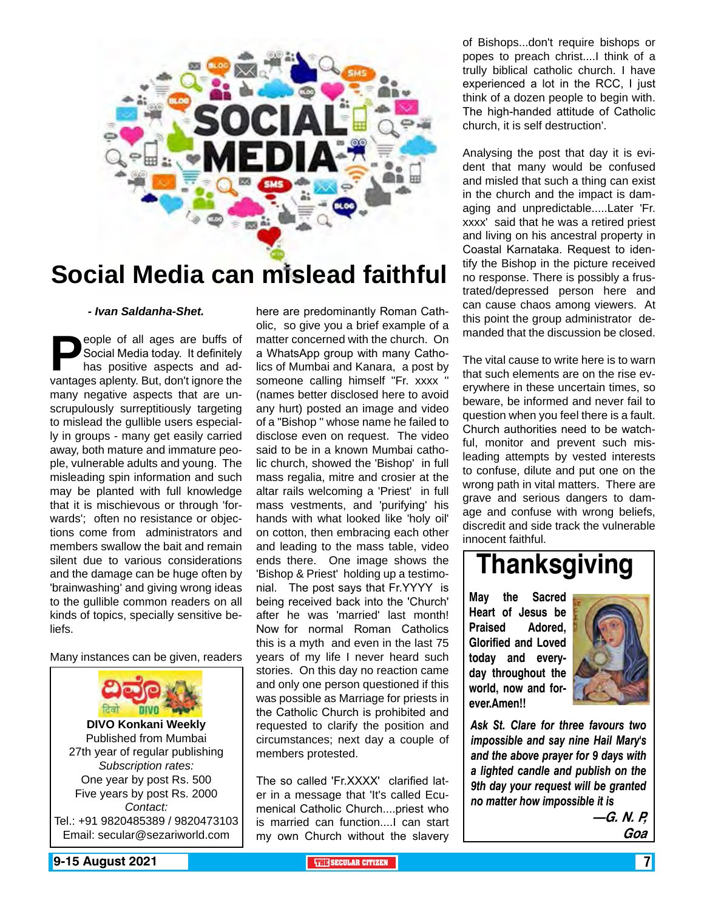# Social Media can mislead faithful

*- Ivan Saldanha-Shet.*

People of all ages are buffs of Social Media today. It definitely has positive aspects and advantages aplenty. But, don't ignore the many negative aspects that are unscrupulously surreptitiously targeting to mislead the gullible users especially in groups - many get easily carried away, both mature and immature people, vulnerable adults and young. The misleading spin information and such may be planted with full knowledge that it is mischievous or through 'forwards'; often no resistance or objections come from administrators and members swallow the bait and remain silent due to various considerations and the damage can be huge often by 'brainwashing' and giving wrong ideas to the gullible common readers on all kinds of topics, specially sensitive beliefs.

Many instances can be given, readers here are predominantly Roman Catholic, so give you a brief example of a matter concerned with the church. On a WhatsApp group with many Catholics of Mumbai and Kanara, a post by someone calling himself "Fr. xxxx " (names better disclosed here to avoid any hurt) posted an image and video of a "Bishop " whose name he failed to disclose even on request. The video said to be in a known Mumbai catholic church, showed the 'Bishop' in full mass regalia, mitre and crosier at the altar rails welcoming a 'Priest' in full mass vestments, and 'purifying' his hands with what looked like 'holy oil' on cotton, then embracing each other and leading to the mass table, video ends there. One image shows the 'Bishop & Priest' holding up a testimonial. The post says that Fr.YYYY is being received back into the 'Church' after he was 'married' last month! Now for normal Roman Catholics this is a myth and even in the last 75 years of my life I never heard such stories. On this day no reaction came and only one person questioned if this was possible as Marriage for priests in the Catholic Church is prohibited and requested to clarify the position and circumstances; next day a couple of members protested.

The so called 'Fr.XXXX' clarified later in a message that 'It's called Ecumenical Catholic Church....priest who is married can function....I can start my own Church without the slavery of Bishops...don't require bishops or popes to preach christ....I think of a trully biblical catholic church. I have experienced a lot in the RCC, I just think of a dozen people to begin with. The high-handed attitude of Catholic church, it is self destruction'.

Analysing the post that day it is evident that many would be confused and misled that such a thing can exist in the church and the impact is damaging and unpredictable.....Later 'Fr. xxxx' said that he was a retired priest and living on his ancestral property in Coastal Karnataka. Request to identify the Bishop in the picture received no response. There is possibly a frustrated/depressed person here and can cause chaos among viewers. At this point the group administrator demanded that the discussion be closed.

The vital cause to write here is to warn that such elements are on the rise everywhere in these uncertain times, so beware, be informed and never fail to question when you feel there is a fault. Church authorities need to be watchful, monitor and prevent such misleading attempts by vested interests to confuse, dilute and put one on the wrong path in vital matters. There are grave and serious dangers to damage and confuse with wrong beliefs, discredit and side track the vulnerable innocent faithful.

---

ದಿವೊ दिवो DIVO

**DIVO Konkani Weekly**
Published from Mumbai
27th year of regular publishing
*Subscription rates:*
One year by post Rs. 500
Five years by post Rs. 2000
*Contact:*
Tel.: +91 9820485389 / 9820473103
Email: secular@sezariworld.com

---

## Thanksgiving

**May the Sacred Heart of Jesus be Praised Adored, Glorified and Loved today and everyday throughout the world, now and forever.Amen!!**

***Ask St. Clare for three favours two impossible and say nine Hail Mary's and the above prayer for 9 days with a lighted candle and publish on the 9th day your request will be granted no matter how impossible it is***

***—G. N. P, Goa***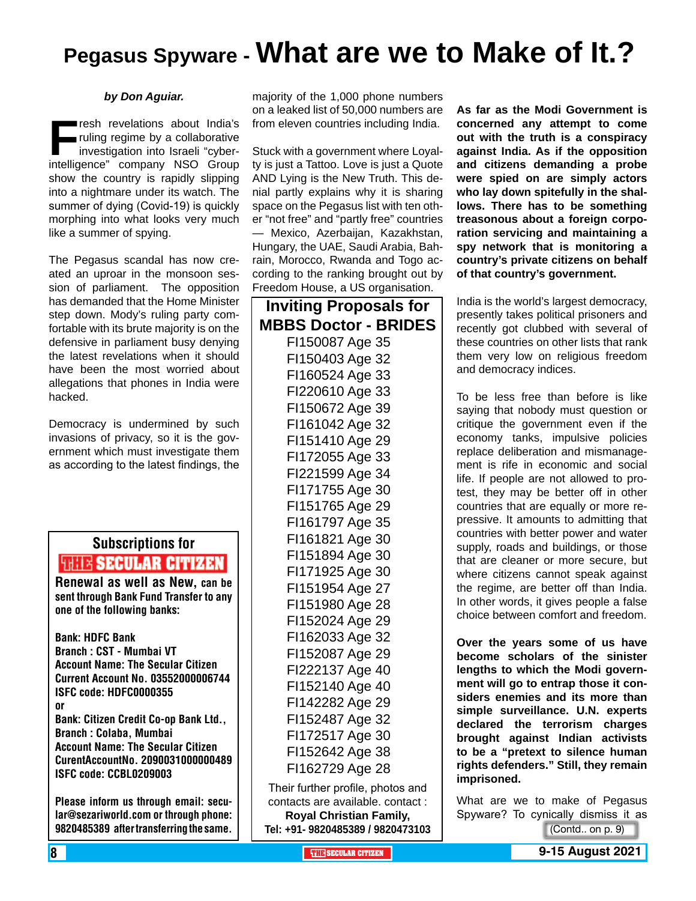# Pegasus Spyware - What are we to Make of It.?

***by Don Aguiar.***

Fresh revelations about India's ruling regime by a collaborative investigation into Israeli "cyber-intelligence" company NSO Group show the country is rapidly slipping into a nightmare under its watch. The summer of dying (Covid-19) is quickly morphing into what looks very much like a summer of spying.

The Pegasus scandal has now created an uproar in the monsoon session of parliament. The opposition has demanded that the Home Minister step down. Mody's ruling party comfortable with its brute majority is on the defensive in parliament busy denying the latest revelations when it should have been the most worried about allegations that phones in India were hacked.

Democracy is undermined by such invasions of privacy, so it is the government which must investigate them as according to the latest findings, the majority of the 1,000 phone numbers on a leaked list of 50,000 numbers are from eleven countries including India.

Stuck with a government where Loyalty is just a Tattoo. Love is just a Quote AND Lying is the New Truth. This denial partly explains why it is sharing space on the Pegasus list with ten other "not free" and "partly free" countries — Mexico, Azerbaijan, Kazakhstan, Hungary, the UAE, Saudi Arabia, Bahrain, Morocco, Rwanda and Togo according to the ranking brought out by Freedom House, a US organisation.

**As far as the Modi Government is concerned any attempt to come out with the truth is a conspiracy against India. As if the opposition and citizens demanding a probe were spied on are simply actors who lay down spitefully in the shallows. There has to be something treasonous about a foreign corporation servicing and maintaining a spy network that is monitoring a country's private citizens on behalf of that country's government.**

India is the world's largest democracy, presently takes political prisoners and recently got clubbed with several of these countries on other lists that rank them very low on religious freedom and democracy indices.

To be less free than before is like saying that nobody must question or critique the government even if the economy tanks, impulsive policies replace deliberation and mismanagement is rife in economic and social life. If people are not allowed to protest, they may be better off in other countries that are equally or more repressive. It amounts to admitting that countries with better power and water supply, roads and buildings, or those that are cleaner or more secure, but where citizens cannot speak against the regime, are better off than India. In other words, it gives people a false choice between comfort and freedom.

**Over the years some of us have become scholars of the sinister lengths to which the Modi government will go to entrap those it considers enemies and its more than simple surveillance. U.N. experts declared the terrorism charges brought against Indian activists to be a "pretext to silence human rights defenders." Still, they remain imprisoned.**

What are we to make of Pegasus Spyware? To cynically dismiss it as

(Contd.. on p. 9)

---

## Subscriptions for THE SECULAR CITIZEN

**Renewal as well as New, can be sent through Bank Fund Transfer to any one of the following banks:**

**Bank: HDFC Bank**
**Branch : CST - Mumbai VT**
**Account Name: The Secular Citizen**
**Current Account No. 03552000006744**
**ISFC code: HDFC0000355**
**or**
**Bank: Citizen Credit Co-op Bank Ltd.,**
**Branch : Colaba, Mumbai**
**Account Name: The Secular Citizen**
**CurentAccountNo. 2090031000000489**
**ISFC code: CCBL0209003**

**Please inform us through email: secular@sezariworld.com or through phone: 9820485389 after transferring the same.**

---

## Inviting Proposals for MBBS Doctor - BRIDES

FI150087 Age 35
FI150403 Age 32
FI160524 Age 33
FI220610 Age 33
FI150672 Age 39
FI161042 Age 32
FI151410 Age 29
FI172055 Age 33
FI221599 Age 34
FI171755 Age 30
FI151765 Age 29
FI161797 Age 35
FI161821 Age 30
FI151894 Age 30
FI171925 Age 30
FI151954 Age 27
FI151980 Age 28
FI152024 Age 29
FI162033 Age 32
FI152087 Age 29
FI222137 Age 40
FI152140 Age 40
FI142282 Age 29
FI152487 Age 32
FI172517 Age 30
FI152642 Age 38
FI162729 Age 28

Their further profile, photos and contacts are available. contact :
**Royal Christian Family,**
**Tel: +91- 9820485389 / 9820473103**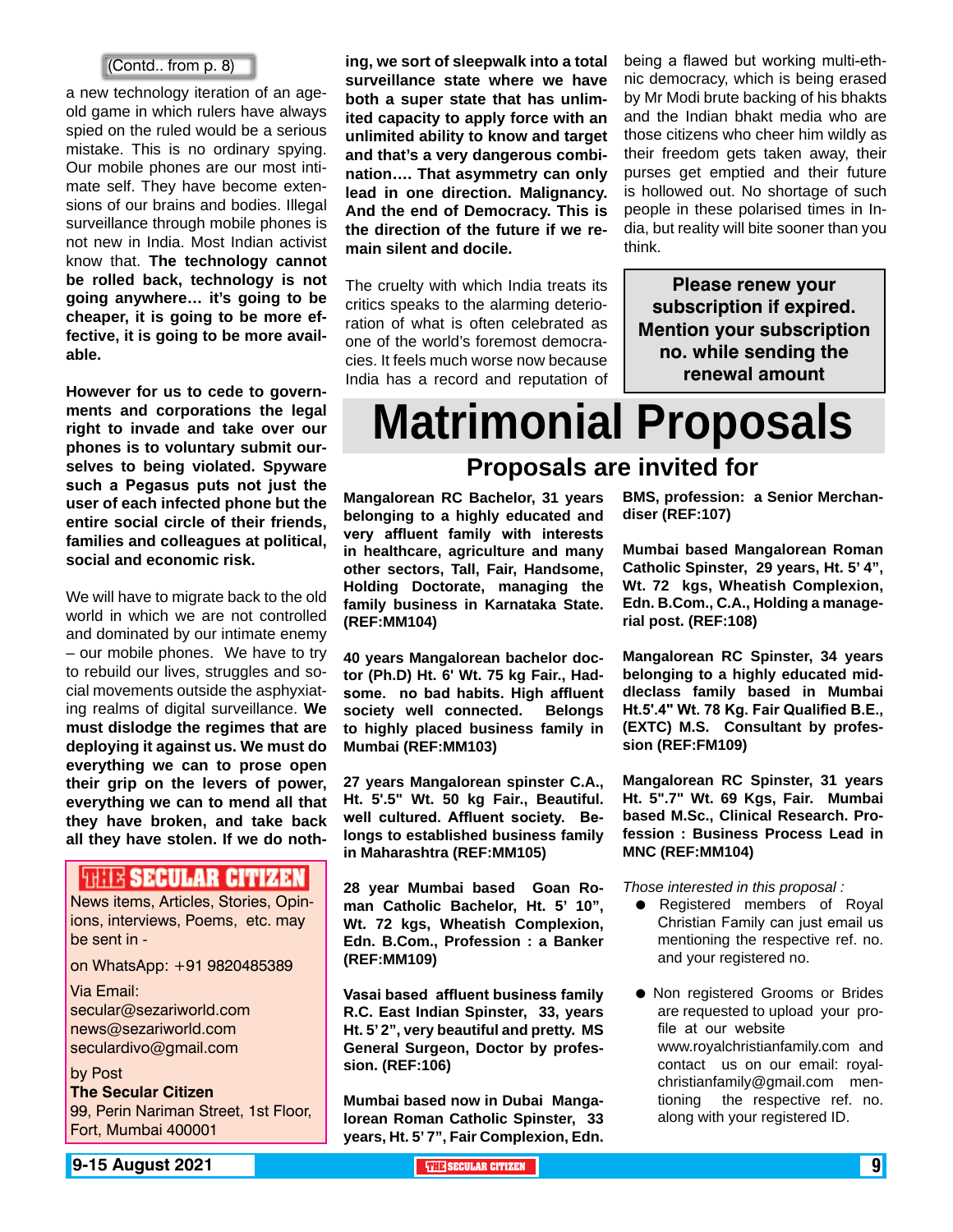(Contd.. from p. 8)

a new technology iteration of an age-old game in which rulers have always spied on the ruled would be a serious mistake. This is no ordinary spying. Our mobile phones are our most intimate self. They have become extensions of our brains and bodies. Illegal surveillance through mobile phones is not new in India. Most Indian activist know that. **The technology cannot be rolled back, technology is not going anywhere… it's going to be cheaper, it is going to be more effective, it is going to be more available.**

**However for us to cede to governments and corporations the legal right to invade and take over our phones is to voluntary submit ourselves to being violated. Spyware such a Pegasus puts not just the user of each infected phone but the entire social circle of their friends, families and colleagues at political, social and economic risk.**

We will have to migrate back to the old world in which we are not controlled and dominated by our intimate enemy – our mobile phones. We have to try to rebuild our lives, struggles and social movements outside the asphyxiating realms of digital surveillance. **We must dislodge the regimes that are deploying it against us. We must do everything we can to prose open their grip on the levers of power, everything we can to mend all that they have broken, and take back all they have stolen. If we do nothing, we sort of sleepwalk into a total surveillance state where we have both a super state that has unlimited capacity to apply force with an unlimited ability to know and target and that's a very dangerous combination…. That asymmetry can only lead in one direction. Malignancy. And the end of Democracy. This is the direction of the future if we remain silent and docile.**

The cruelty with which India treats its critics speaks to the alarming deterioration of what is often celebrated as one of the world's foremost democracies. It feels much worse now because India has a record and reputation of being a flawed but working multi-ethnic democracy, which is being erased by Mr Modi brute backing of his bhakts and the Indian bhakt media who are those citizens who cheer him wildly as their freedom gets taken away, their purses get emptied and their future is hollowed out. No shortage of such people in these polarised times in India, but reality will bite sooner than you think.

**THE SECULAR CITIZEN**

News items, Articles, Stories, Opinions, interviews, Poems, etc. may be sent in -

on WhatsApp: +91 9820485389

Via Email:
secular@sezariworld.com
news@sezariworld.com
seculardivo@gmail.com

by Post
**The Secular Citizen**
99, Perin Nariman Street, 1st Floor, Fort, Mumbai 400001

**Please renew your subscription if expired. Mention your subscription no. while sending the renewal amount**

# Matrimonial Proposals

## Proposals are invited for

**Mangalorean RC Bachelor, 31 years belonging to a highly educated and very affluent family with interests in healthcare, agriculture and many other sectors, Tall, Fair, Handsome, Holding Doctorate, managing the family business in Karnataka State. (REF:MM104)**

**40 years Mangalorean bachelor doctor (Ph.D) Ht. 6' Wt. 75 kg Fair., Handsome. no bad habits. High affluent society well connected. Belongs to highly placed business family in Mumbai (REF:MM103)**

**27 years Mangalorean spinster C.A., Ht. 5'.5" Wt. 50 kg Fair., Beautiful. well cultured. Affluent society. Belongs to established business family in Maharashtra (REF:MM105)**

**28 year Mumbai based Goan Roman Catholic Bachelor, Ht. 5' 10", Wt. 72 kgs, Wheatish Complexion, Edn. B.Com., Profession : a Banker (REF:MM109)**

**Vasai based affluent business family R.C. East Indian Spinster, 33, years Ht. 5' 2", very beautiful and pretty. MS General Surgeon, Doctor by profession. (REF:106)**

**Mumbai based now in Dubai Mangalorean Roman Catholic Spinster, 33 years, Ht. 5' 7", Fair Complexion, Edn. BMS, profession: a Senior Merchandiser (REF:107)**

**Mumbai based Mangalorean Roman Catholic Spinster, 29 years, Ht. 5' 4", Wt. 72 kgs, Wheatish Complexion, Edn. B.Com., C.A., Holding a managerial post. (REF:108)**

**Mangalorean RC Spinster, 34 years belonging to a highly educated middleclass family based in Mumbai Ht.5'.4" Wt. 78 Kg. Fair Qualified B.E., (EXTC) M.S. Consultant by profession (REF:FM109)**

**Mangalorean RC Spinster, 31 years Ht. 5".7" Wt. 69 Kgs, Fair. Mumbai based M.Sc., Clinical Research. Profession : Business Process Lead in MNC (REF:MM104)**

*Those interested in this proposal :*

- Registered members of Royal Christian Family can just email us mentioning the respective ref. no. and your registered no.
- Non registered Grooms or Brides are requested to upload your profile at our website www.royalchristianfamily.com and contact us on our email: royalchristianfamily@gmail.com mentioning the respective ref. no. along with your registered ID.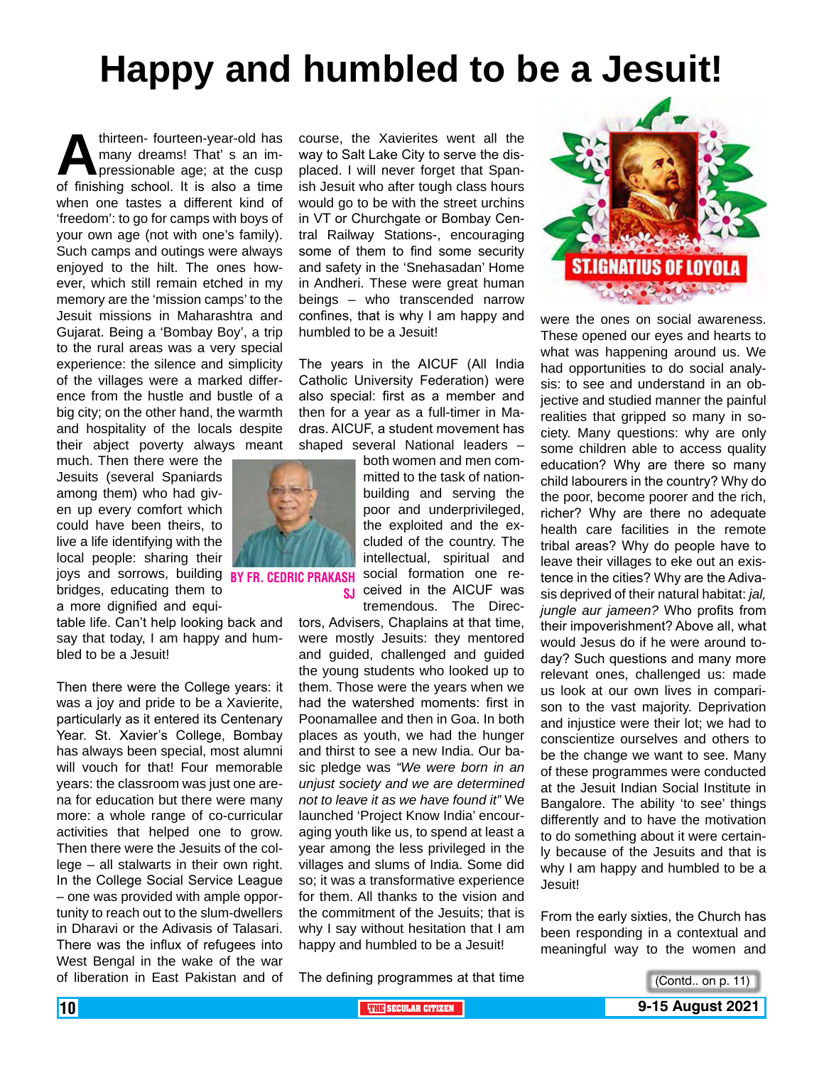# Happy and humbled to be a Jesuit!

**By Fr. Cedric Prakash SJ**

A thirteen- fourteen-year-old has many dreams! That' s an impressionable age; at the cusp of finishing school. It is also a time when one tastes a different kind of 'freedom': to go for camps with boys of your own age (not with one's family). Such camps and outings were always enjoyed to the hilt. The ones however, which still remain etched in my memory are the 'mission camps' to the Jesuit missions in Maharashtra and Gujarat. Being a 'Bombay Boy', a trip to the rural areas was a very special experience: the silence and simplicity of the villages were a marked difference from the hustle and bustle of a big city; on the other hand, the warmth and hospitality of the locals despite their abject poverty always meant much. Then there were the Jesuits (several Spaniards among them) who had given up every comfort which could have been theirs, to live a life identifying with the local people: sharing their joys and sorrows, building bridges, educating them to a more dignified and equitable life. Can't help looking back and say that today, I am happy and humbled to be a Jesuit!

Then there were the College years: it was a joy and pride to be a Xavierite, particularly as it entered its Centenary Year. St. Xavier's College, Bombay has always been special, most alumni will vouch for that! Four memorable years: the classroom was just one arena for education but there were many more: a whole range of co-curricular activities that helped one to grow. Then there were the Jesuits of the college – all stalwarts in their own right. In the College Social Service League – one was provided with ample opportunity to reach out to the slum-dwellers in Dharavi or the Adivasis of Talasari. There was the influx of refugees into West Bengal in the wake of the war of liberation in East Pakistan and of course, the Xavierites went all the way to Salt Lake City to serve the displaced. I will never forget that Spanish Jesuit who after tough class hours would go to be with the street urchins in VT or Churchgate or Bombay Central Railway Stations-, encouraging some of them to find some security and safety in the 'Snehasadan' Home in Andheri. These were great human beings – who transcended narrow confines, that is why I am happy and humbled to be a Jesuit!

The years in the AICUF (All India Catholic University Federation) were also special: first as a member and then for a year as a full-timer in Madras. AICUF, a student movement has shaped several National leaders – both women and men committed to the task of nation-building and serving the poor and underprivileged, the exploited and the excluded of the country. The intellectual, spiritual and social formation one received in the AICUF was tremendous. The Directors, Advisers, Chaplains at that time, were mostly Jesuits: they mentored and guided, challenged and guided the young students who looked up to them. Those were the years when we had the watershed moments: first in Poonamallee and then in Goa. In both places as youth, we had the hunger and thirst to see a new India. Our basic pledge was *"We were born in an unjust society and we are determined not to leave it as we have found it"* We launched 'Project Know India' encouraging youth like us, to spend at least a year among the less privileged in the villages and slums of India. Some did so; it was a transformative experience for them. All thanks to the vision and the commitment of the Jesuits; that is why I say without hesitation that I am happy and humbled to be a Jesuit!

The defining programmes at that time were the ones on social awareness. These opened our eyes and hearts to what was happening around us. We had opportunities to do social analysis: to see and understand in an objective and studied manner the painful realities that gripped so many in society. Many questions: why are only some children able to access quality education? Why are there so many child labourers in the country? Why do the poor, become poorer and the rich, richer? Why are there no adequate health care facilities in the remote tribal areas? Why do people have to leave their villages to eke out an existence in the cities? Why are the Adivasis deprived of their natural habitat: *jal, jungle aur jameen?* Who profits from their impoverishment? Above all, what would Jesus do if he were around today? Such questions and many more relevant ones, challenged us: made us look at our own lives in comparison to the vast majority. Deprivation and injustice were their lot; we had to conscientize ourselves and others to be the change we want to see. Many of these programmes were conducted at the Jesuit Indian Social Institute in Bangalore. The ability 'to see' things differently and to have the motivation to do something about it were certainly because of the Jesuits and that is why I am happy and humbled to be a Jesuit!

From the early sixties, the Church has been responding in a contextual and meaningful way to the women and

(Contd.. on p. 11)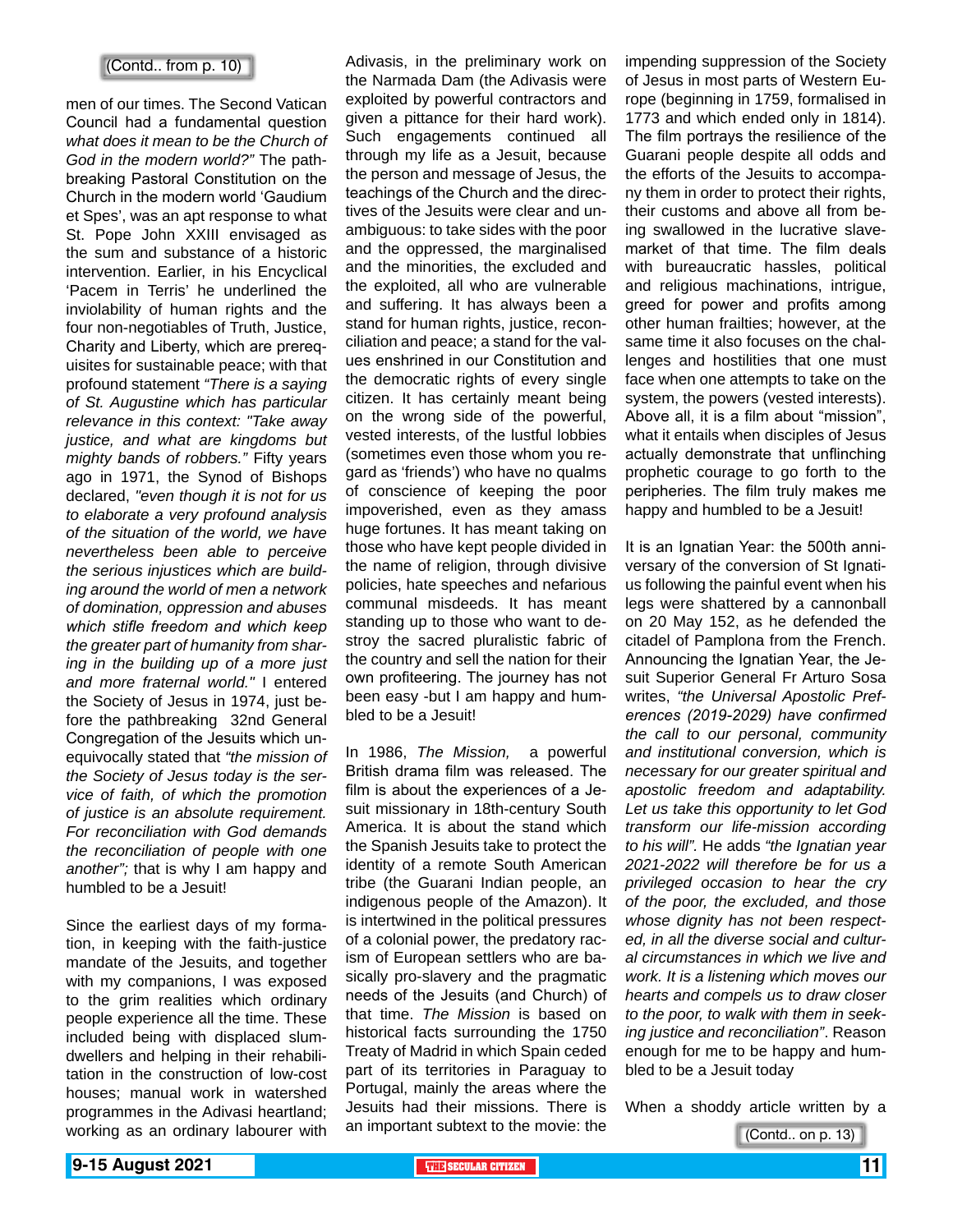(Contd.. from p. 10)

men of our times. The Second Vatican Council had a fundamental question *what does it mean to be the Church of God in the modern world?"* The path-breaking Pastoral Constitution on the Church in the modern world 'Gaudium et Spes', was an apt response to what St. Pope John XXIII envisaged as the sum and substance of a historic intervention. Earlier, in his Encyclical 'Pacem in Terris' he underlined the inviolability of human rights and the four non-negotiables of Truth, Justice, Charity and Liberty, which are prerequisites for sustainable peace; with that profound statement *"There is a saying of St. Augustine which has particular relevance in this context: "Take away justice, and what are kingdoms but mighty bands of robbers."* Fifty years ago in 1971, the Synod of Bishops declared, *"even though it is not for us to elaborate a very profound analysis of the situation of the world, we have nevertheless been able to perceive the serious injustices which are building around the world of men a network of domination, oppression and abuses which stifle freedom and which keep the greater part of humanity from sharing in the building up of a more just and more fraternal world."* I entered the Society of Jesus in 1974, just before the pathbreaking 32nd General Congregation of the Jesuits which unequivocally stated that *"the mission of the Society of Jesus today is the service of faith, of which the promotion of justice is an absolute requirement. For reconciliation with God demands the reconciliation of people with one another";* that is why I am happy and humbled to be a Jesuit!

Since the earliest days of my formation, in keeping with the faith-justice mandate of the Jesuits, and together with my companions, I was exposed to the grim realities which ordinary people experience all the time. These included being with displaced slum-dwellers and helping in their rehabilitation in the construction of low-cost houses; manual work in watershed programmes in the Adivasi heartland; working as an ordinary labourer with Adivasis, in the preliminary work on the Narmada Dam (the Adivasis were exploited by powerful contractors and given a pittance for their hard work). Such engagements continued all through my life as a Jesuit, because the person and message of Jesus, the teachings of the Church and the directives of the Jesuits were clear and unambiguous: to take sides with the poor and the oppressed, the marginalised and the minorities, the excluded and the exploited, all who are vulnerable and suffering. It has always been a stand for human rights, justice, reconciliation and peace; a stand for the values enshrined in our Constitution and the democratic rights of every single citizen. It has certainly meant being on the wrong side of the powerful, vested interests, of the lustful lobbies (sometimes even those whom you regard as 'friends') who have no qualms of conscience of keeping the poor impoverished, even as they amass huge fortunes. It has meant taking on those who have kept people divided in the name of religion, through divisive policies, hate speeches and nefarious communal misdeeds. It has meant standing up to those who want to destroy the sacred pluralistic fabric of the country and sell the nation for their own profiteering. The journey has not been easy -but I am happy and humbled to be a Jesuit!

In 1986, *The Mission,* a powerful British drama film was released. The film is about the experiences of a Jesuit missionary in 18th-century South America. It is about the stand which the Spanish Jesuits take to protect the identity of a remote South American tribe (the Guarani Indian people, an indigenous people of the Amazon). It is intertwined in the political pressures of a colonial power, the predatory racism of European settlers who are basically pro-slavery and the pragmatic needs of the Society of Jesus (and Church) of that time. *The Mission* is based on historical facts surrounding the 1750 Treaty of Madrid in which Spain ceded part of its territories in Paraguay to Portugal, mainly the areas where the Jesuits had their missions. There is an important subtext to the movie: the impending suppression of the Society of Jesus in most parts of Western Europe (beginning in 1759, formalised in 1773 and which ended only in 1814). The film portrays the resilience of the Guarani people despite all odds and the efforts of the Jesuits to accompany them in order to protect their rights, their customs and above all from being swallowed in the lucrative slave-market of that time. The film deals with bureaucratic hassles, political and religious machinations, intrigue, greed for power and profits among other human frailties; however, at the same time it also focuses on the challenges and hostilities that one must face when one attempts to take on the system, the powers (vested interests). Above all, it is a film about "mission", what it entails when disciples of Jesus actually demonstrate that unflinching prophetic courage to go forth to the peripheries. The film truly makes me happy and humbled to be a Jesuit!

It is an Ignatian Year: the 500th anniversary of the conversion of St Ignatius following the painful event when his legs were shattered by a cannonball on 20 May 152, as he defended the citadel of Pamplona from the French. Announcing the Ignatian Year, the Jesuit Superior General Fr Arturo Sosa writes, *"the Universal Apostolic Preferences (2019-2029) have confirmed the call to our personal, community and institutional conversion, which is necessary for our greater spiritual and apostolic freedom and adaptability. Let us take this opportunity to let God transform our life-mission according to his will".* He adds *"the Ignatian year 2021-2022 will therefore be for us a privileged occasion to hear the cry of the poor, the excluded, and those whose dignity has not been respected, in all the diverse social and cultural circumstances in which we live and work. It is a listening which moves our hearts and compels us to draw closer to the poor, to walk with them in seeking justice and reconciliation"*. Reason enough for me to be happy and humbled to be a Jesuit today

When a shoddy article written by a

(Contd.. on p. 13)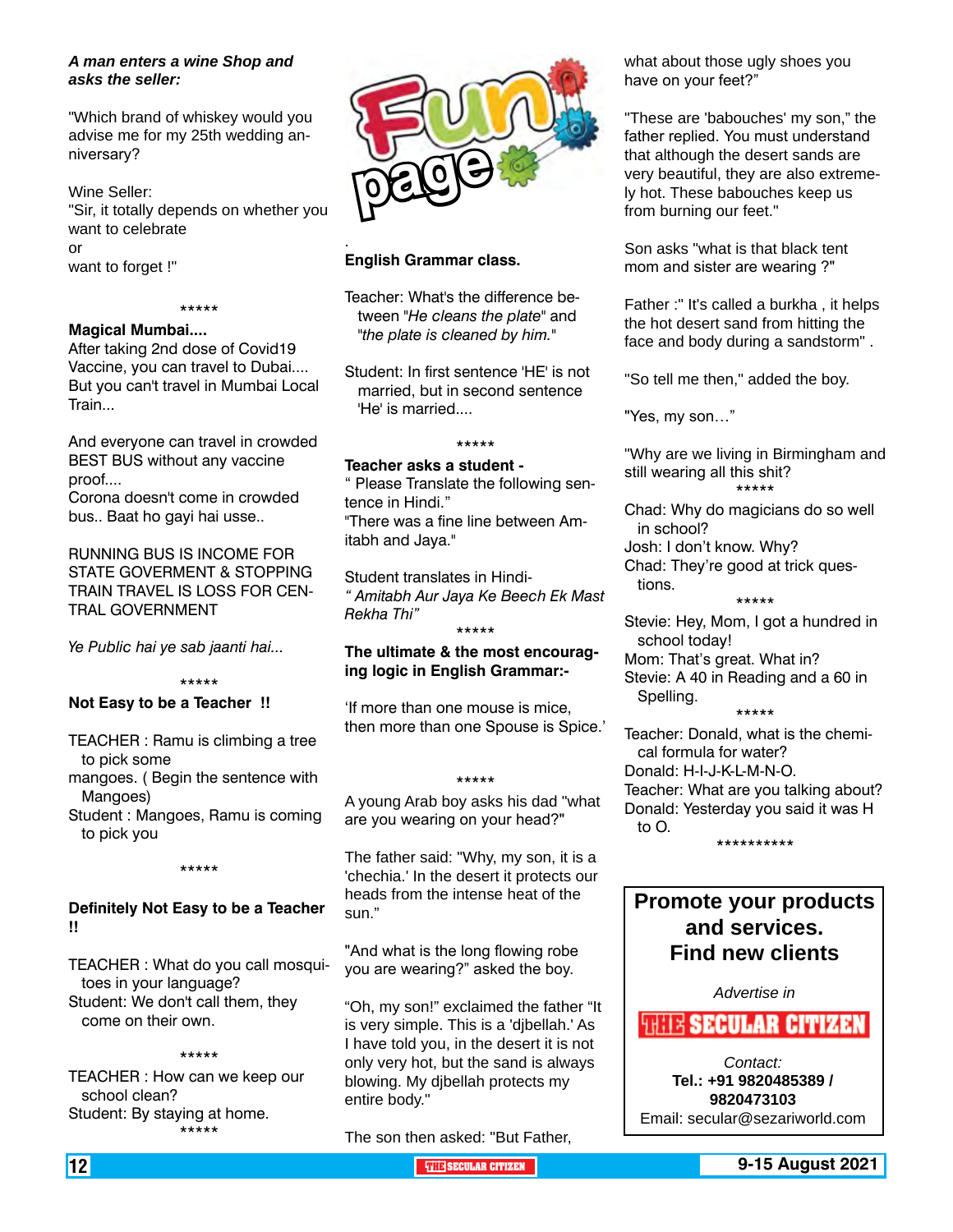# Fun page

***A man enters a wine Shop and asks the seller:***

"Which brand of whiskey would you advise me for my 25th wedding anniversary?

Wine Seller:
"Sir, it totally depends on whether you want to celebrate
or
want to forget !"

*****

**Magical Mumbai....**

After taking 2nd dose of Covid19 Vaccine, you can travel to Dubai.... But you can't travel in Mumbai Local Train...

And everyone can travel in crowded BEST BUS without any vaccine proof....
Corona doesn't come in crowded bus.. Baat ho gayi hai usse..

RUNNING BUS IS INCOME FOR STATE GOVERMENT & STOPPING TRAIN TRAVEL IS LOSS FOR CENTRAL GOVERNMENT

*Ye Public hai ye sab jaanti hai...*

*****

**Not Easy to be a Teacher !!**

TEACHER : Ramu is climbing a tree to pick some mangoes. ( Begin the sentence with Mangoes)
Student : Mangoes, Ramu is coming to pick you

*****

**Definitely Not Easy to be a Teacher !!**

TEACHER : What do you call mosquitoes in your language?
Student: We don't call them, they come on their own.

*****

TEACHER : How can we keep our school clean?
Student: By staying at home.

*****

**English Grammar class.**

Teacher: What's the difference between "*He cleans the plate*" and "*the plate is cleaned by him.*"

Student: In first sentence 'HE' is not married, but in second sentence 'He' is married....

*****

**Teacher asks a student -**
" Please Translate the following sentence in Hindi."
"There was a fine line between Amitabh and Jaya."

Student translates in Hindi-
*" Amitabh Aur Jaya Ke Beech Ek Mast Rekha Thi"*

*****

**The ultimate & the most encouraging logic in English Grammar:-**

'If more than one mouse is mice, then more than one Spouse is Spice.'

*****

A young Arab boy asks his dad "what are you wearing on your head?"

The father said: "Why, my son, it is a 'chechia.' In the desert it protects our heads from the intense heat of the sun."

"And what is the long flowing robe you are wearing?" asked the boy.

"Oh, my son!" exclaimed the father "It is very simple. This is a 'djbellah.' As I have told you, in the desert it is not only very hot, but the sand is always blowing. My djbellah protects my entire body."

The son then asked: "But Father, what about those ugly shoes you have on your feet?"

"These are 'babouches' my son," the father replied. You must understand that although the desert sands are very beautiful, they are also extremely hot. These babouches keep us from burning our feet."

Son asks "what is that black tent mom and sister are wearing ?"

Father :" It's called a burkha , it helps the hot desert sand from hitting the face and body during a sandstorm" .

"So tell me then," added the boy.

"Yes, my son…"

"Why are we living in Birmingham and still wearing all this shit?

*****

Chad: Why do magicians do so well in school?
Josh: I don't know. Why?
Chad: They're good at trick questions.

*****

Stevie: Hey, Mom, I got a hundred in school today!
Mom: That's great. What in?
Stevie: A 40 in Reading and a 60 in Spelling.

*****

Teacher: Donald, what is the chemical formula for water?
Donald: H-I-J-K-L-M-N-O.
Teacher: What are you talking about?
Donald: Yesterday you said it was H to O.

**********

**Promote your products and services. Find new clients**

*Advertise in*

**THE SECULAR CITIZEN**

Contact:
**Tel.: +91 9820485389 / 9820473103**
Email: secular@sezariworld.com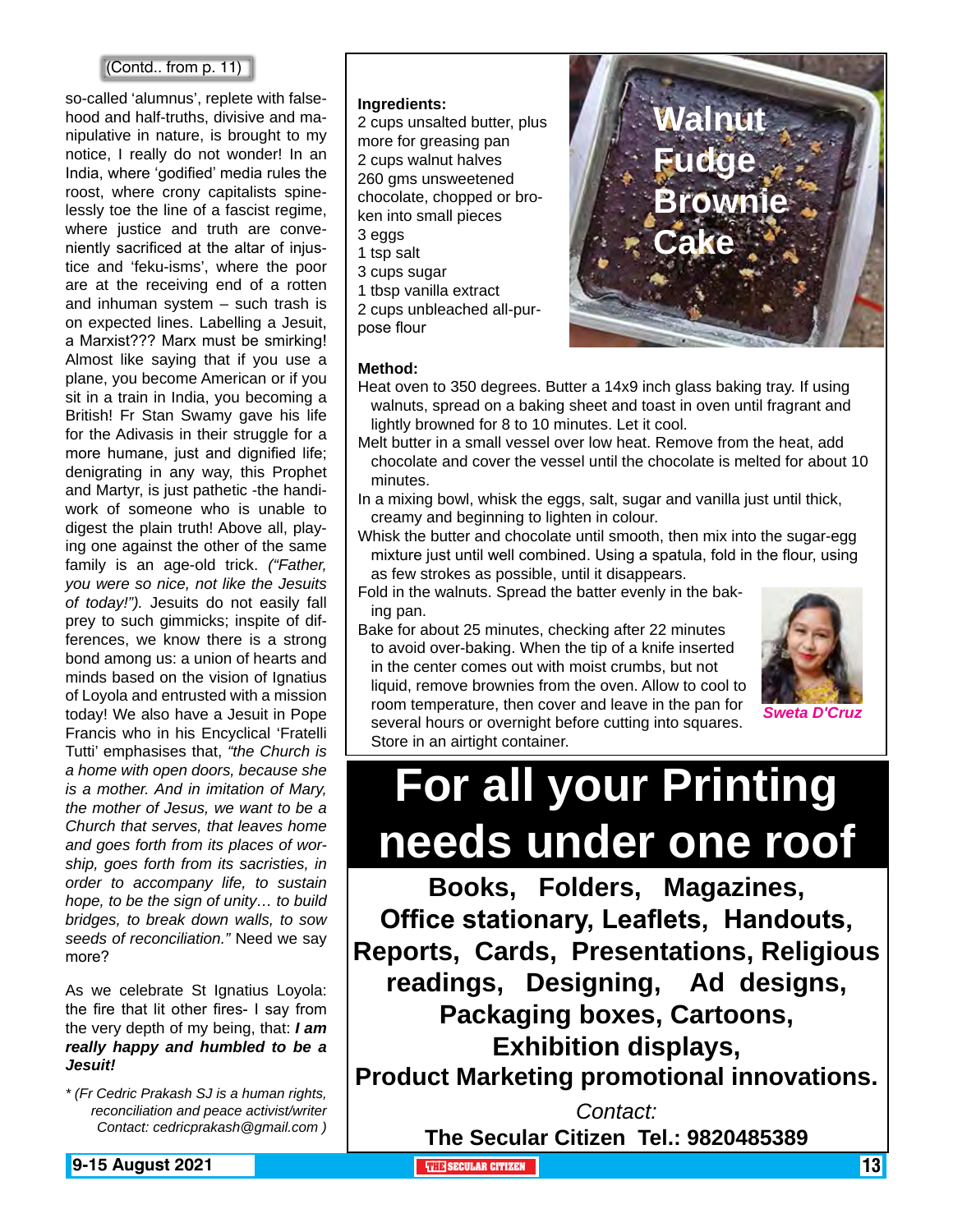(Contd.. from p. 11)

so-called 'alumnus', replete with falsehood and half-truths, divisive and manipulative in nature, is brought to my notice, I really do not wonder! In an India, where 'godified' media rules the roost, where crony capitalists spinelessly toe the line of a fascist regime, where justice and truth are conveniently sacrificed at the altar of injustice and 'feku-isms', where the poor are at the receiving end of a rotten and inhuman system – such trash is on expected lines. Labelling a Jesuit, a Marxist??? Marx must be smirking! Almost like saying that if you use a plane, you become American or if you sit in a train in India, you becoming a British! Fr Stan Swamy gave his life for the Adivasis in their struggle for a more humane, just and dignified life; denigrating in any way, this Prophet and Martyr, is just pathetic -the handiwork of someone who is unable to digest the plain truth! Above all, playing one against the other of the same family is an age-old trick. *("Father, you were so nice, not like the Jesuits of today!").* Jesuits do not easily fall prey to such gimmicks; inspite of differences, we know there is a strong bond among us: a union of hearts and minds based on the vision of Ignatius of Loyola and entrusted with a mission today! We also have a Jesuit in Pope Francis who in his Encyclical 'Fratelli Tutti' emphasises that, *"the Church is a home with open doors, because she is a mother. And in imitation of Mary, the mother of Jesus, we want to be a Church that serves, that leaves home and goes forth from its places of worship, goes forth from its sacristies, in order to accompany life, to sustain hope, to be the sign of unity… to build bridges, to break down walls, to sow seeds of reconciliation."* Need we say more?

As we celebrate St Ignatius Loyola: the fire that lit other fires- I say from the very depth of my being, that: ***I am really happy and humbled to be a Jesuit!***

*\* (Fr Cedric Prakash SJ is a human rights, reconciliation and peace activist/writer Contact: cedricprakash@gmail.com )*

# Walnut Fudge Brownie Cake

**Ingredients:**
2 cups unsalted butter, plus more for greasing pan
2 cups walnut halves
260 gms unsweetened chocolate, chopped or broken into small pieces
3 eggs
1 tsp salt
3 cups sugar
1 tbsp vanilla extract
2 cups unbleached all-purpose flour

**Method:**
Heat oven to 350 degrees. Butter a 14x9 inch glass baking tray. If using walnuts, spread on a baking sheet and toast in oven until fragrant and lightly browned for 8 to 10 minutes. Let it cool.
Melt butter in a small vessel over low heat. Remove from the heat, add chocolate and cover the vessel until the chocolate is melted for about 10 minutes.
In a mixing bowl, whisk the eggs, salt, sugar and vanilla just until thick, creamy and beginning to lighten in colour.
Whisk the butter and chocolate until smooth, then mix into the sugar-egg mixture just until well combined. Using a spatula, fold in the flour, using as few strokes as possible, until it disappears.
Fold in the walnuts. Spread the batter evenly in the baking pan.
Bake for about 25 minutes, checking after 22 minutes to avoid over-baking. When the tip of a knife inserted in the center comes out with moist crumbs, but not liquid, remove brownies from the oven. Allow to cool to room temperature, then cover and leave in the pan for several hours or overnight before cutting into squares. Store in an airtight container.

*Sweta D'Cruz*

# For all your Printing needs under one roof

**Books, Folders, Magazines, Office stationary, Leaflets, Handouts, Reports, Cards, Presentations, Religious readings, Designing, Ad designs, Packaging boxes, Cartoons, Exhibition displays, Product Marketing promotional innovations.**

*Contact:*
**The Secular Citizen Tel.: 9820485389**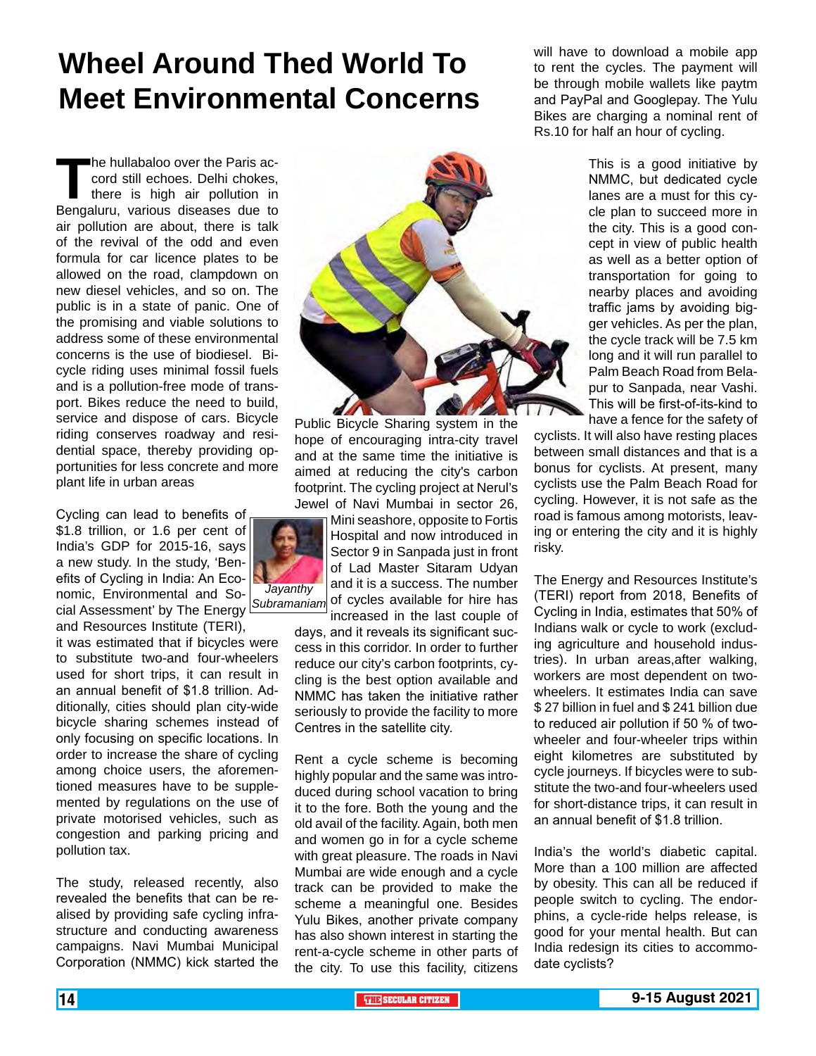# Wheel Around Thed World To Meet Environmental Concerns

The hullabaloo over the Paris accord still echoes. Delhi chokes, there is high air pollution in Bengaluru, various diseases due to air pollution are about, there is talk of the revival of the odd and even formula for car licence plates to be allowed on the road, clampdown on new diesel vehicles, and so on. The public is in a state of panic. One of the promising and viable solutions to address some of these environmental concerns is the use of biodiesel. Bicycle riding uses minimal fossil fuels and is a pollution-free mode of transport. Bikes reduce the need to build, service and dispose of cars. Bicycle riding conserves roadway and residential space, thereby providing opportunities for less concrete and more plant life in urban areas

Cycling can lead to benefits of $1.8 trillion, or 1.6 per cent of India's GDP for 2015-16, says a new study. In the study, 'Benefits of Cycling in India: An Economic, Environmental and Social Assessment' by The Energy and Resources Institute (TERI), it was estimated that if bicycles were to substitute two-and four-wheelers used for short trips, it can result in an annual benefit of $1.8 trillion. Additionally, cities should plan city-wide bicycle sharing schemes instead of only focusing on specific locations. In order to increase the share of cycling among choice users, the aforementioned measures have to be supplemented by regulations on the use of private motorised vehicles, such as congestion and parking pricing and pollution tax.

*Jayanthy Subramaniam*

The study, released recently, also revealed the benefits that can be realised by providing safe cycling infrastructure and conducting awareness campaigns. Navi Mumbai Municipal Corporation (NMMC) kick started the Public Bicycle Sharing system in the hope of encouraging intra-city travel and at the same time the initiative is aimed at reducing the city's carbon footprint. The cycling project at Nerul's Jewel of Navi Mumbai in sector 26, Mini seashore, opposite to Fortis Hospital and now introduced in Sector 9 in Sanpada just in front of Lad Master Sitaram Udyan and it is a success. The number of cycles available for hire has increased in the last couple of days, and it reveals its significant success in this corridor. In order to further reduce our city's carbon footprints, cycling is the best option available and NMMC has taken the initiative rather seriously to provide the facility to more Centres in the satellite city.

Rent a cycle scheme is becoming highly popular and the same was introduced during school vacation to bring it to the fore. Both the young and the old avail of the facility. Again, both men and women go in for a cycle scheme with great pleasure. The roads in Navi Mumbai are wide enough and a cycle track can be provided to make the scheme a meaningful one. Besides Yulu Bikes, another private company has also shown interest in starting the rent-a-cycle scheme in other parts of the city. To use this facility, citizens will have to download a mobile app to rent the cycles. The payment will be through mobile wallets like paytm and PayPal and Googlepay. The Yulu Bikes are charging a nominal rent of Rs.10 for half an hour of cycling.

This is a good initiative by NMMC, but dedicated cycle lanes are a must for this cycle plan to succeed more in the city. This is a good concept in view of public health as well as a better option of transportation for going to nearby places and avoiding traffic jams by avoiding bigger vehicles. As per the plan, the cycle track will be 7.5 km long and it will run parallel to Palm Beach Road from Belapur to Sanpada, near Vashi. This will be first-of-its-kind to have a fence for the safety of cyclists. It will also have resting places between small distances and that is a bonus for cyclists. At present, many cyclists use the Palm Beach Road for cycling. However, it is not safe as the road is famous among motorists, leaving or entering the city and it is highly risky.

The Energy and Resources Institute's (TERI) report from 2018, Benefits of Cycling in India, estimates that 50% of Indians walk or cycle to work (excluding agriculture and household industries). In urban areas,after walking, workers are most dependent on two-wheelers. It estimates India can save $ 27 billion in fuel and $ 241 billion due to reduced air pollution if 50 % of two-wheeler and four-wheeler trips within eight kilometres are substituted by cycle journeys. If bicycles were to substitute the two-and four-wheelers used for short-distance trips, it can result in an annual benefit of $1.8 trillion.

India's the world's diabetic capital. More than a 100 million are affected by obesity. This can all be reduced if people switch to cycling. The endorphins, a cycle-ride helps release, is good for your mental health. But can India redesign its cities to accommodate cyclists?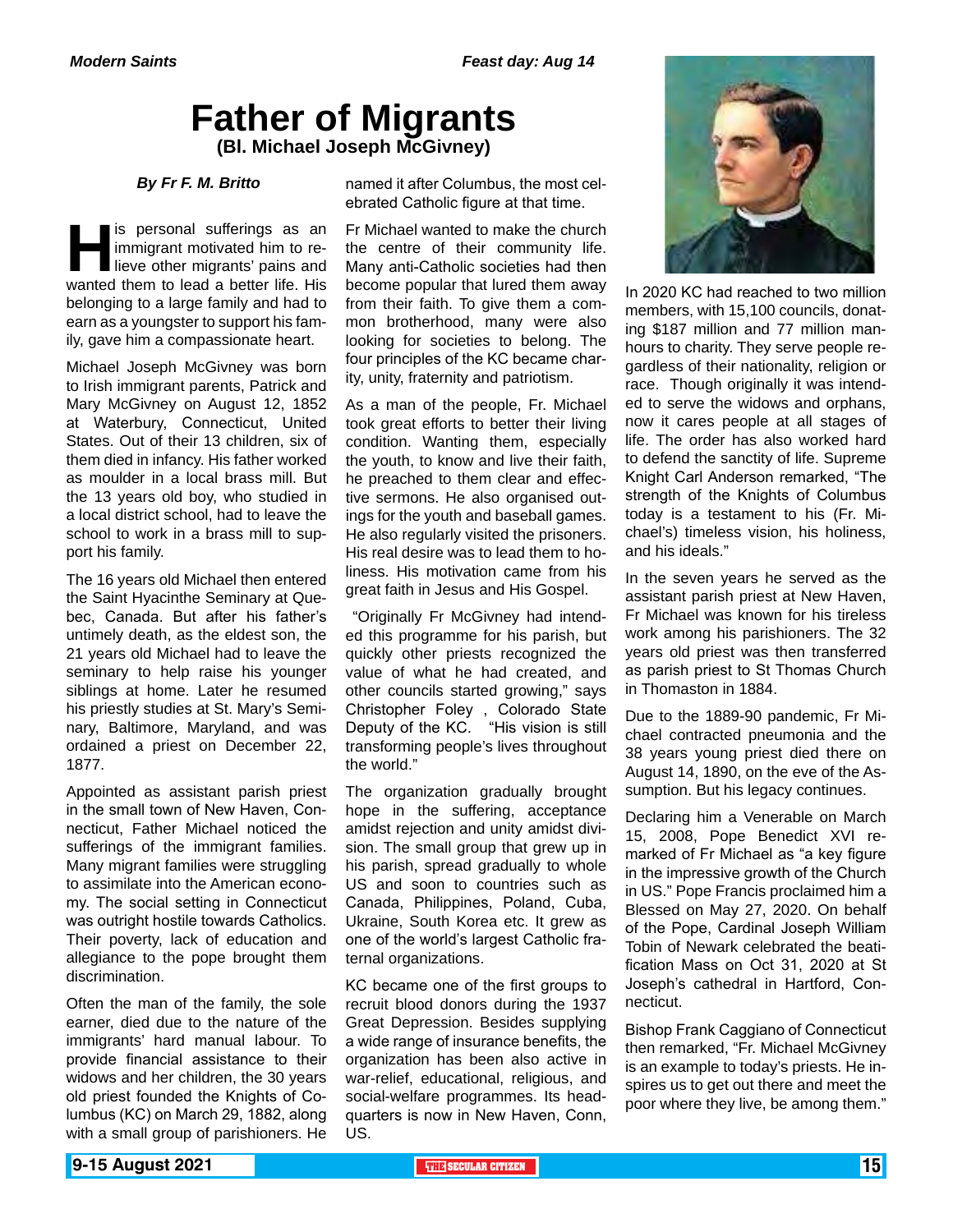*Modern Saints* *Feast day: Aug 14*

# Father of Migrants

### (Bl. Michael Joseph McGivney)

***By Fr F. M. Britto***

His personal sufferings as an immigrant motivated him to relieve other migrants' pains and wanted them to lead a better life. His belonging to a large family and had to earn as a youngster to support his family, gave him a compassionate heart.

Michael Joseph McGivney was born to Irish immigrant parents, Patrick and Mary McGivney on August 12, 1852 at Waterbury, Connecticut, United States. Out of their 13 children, six of them died in infancy. His father worked as moulder in a local brass mill. But the 13 years old boy, who studied in a local district school, had to leave the school to work in a brass mill to support his family.

The 16 years old Michael then entered the Saint Hyacinthe Seminary at Quebec, Canada. But after his father's untimely death, as the eldest son, the 21 years old Michael had to leave the seminary to help raise his younger siblings at home. Later he resumed his priestly studies at St. Mary's Seminary, Baltimore, Maryland, and was ordained a priest on December 22, 1877.

Appointed as assistant parish priest in the small town of New Haven, Connecticut, Father Michael noticed the sufferings of the immigrant families. Many migrant families were struggling to assimilate into the American economy. The social setting in Connecticut was outright hostile towards Catholics. Their poverty, lack of education and allegiance to the pope brought them discrimination.

Often the man of the family, the sole earner, died due to the nature of the immigrants' hard manual labour. To provide financial assistance to their widows and her children, the 30 years old priest founded the Knights of Columbus (KC) on March 29, 1882, along with a small group of parishioners. He named it after Columbus, the most celebrated Catholic figure at that time.

Fr Michael wanted to make the church the centre of their community life. Many anti-Catholic societies had then become popular that lured them away from their faith. To give them a common brotherhood, many were also looking for societies to belong. The four principles of the KC became charity, unity, fraternity and patriotism.

As a man of the people, Fr. Michael took great efforts to better their living condition. Wanting them, especially the youth, to know and live their faith, he preached to them clear and effective sermons. He also organised outings for the youth and baseball games. He also regularly visited the prisoners. His real desire was to lead them to holiness. His motivation came from his great faith in Jesus and His Gospel.

"Originally Fr McGivney had intended this programme for his parish, but quickly other priests recognized the value of what he had created, and other councils started growing," says Christopher Foley , Colorado State Deputy of the KC. "His vision is still transforming people's lives throughout the world."

The organization gradually brought hope in the suffering, acceptance amidst rejection and unity amidst division. The small group that grew up in his parish, spread gradually to whole US and soon to countries such as Canada, Philippines, Poland, Cuba, Ukraine, South Korea etc. It grew as one of the world's largest Catholic fraternal organizations.

KC became one of the first groups to recruit blood donors during the 1937 Great Depression. Besides supplying a wide range of insurance benefits, the organization has been also active in war-relief, educational, religious, and social-welfare programmes. Its headquarters is now in New Haven, Conn, US.

In 2020 KC had reached to two million members, with 15,100 councils, donating $187 million and 77 million manhours to charity. They serve people regardless of their nationality, religion or race. Though originally it was intended to serve the widows and orphans, now it cares people at all stages of life. The order has also worked hard to defend the sanctity of life. Supreme Knight Carl Anderson remarked, "The strength of the Knights of Columbus today is a testament to his (Fr. Michael's) timeless vision, his holiness, and his ideals."

In the seven years he served as the assistant parish priest at New Haven, Fr Michael was known for his tireless work among his parishioners. The 32 years old priest was then transferred as parish priest to St Thomas Church in Thomaston in 1884.

Due to the 1889-90 pandemic, Fr Michael contracted pneumonia and the 38 years young priest died there on August 14, 1890, on the eve of the Assumption. But his legacy continues.

Declaring him a Venerable on March 15, 2008, Pope Benedict XVI remarked of Fr Michael as "a key figure in the impressive growth of the Church in US." Pope Francis proclaimed him a Blessed on May 27, 2020. On behalf of the Pope, Cardinal Joseph William Tobin of Newark celebrated the beatification Mass on Oct 31, 2020 at St Joseph's cathedral in Hartford, Connecticut.

Bishop Frank Caggiano of Connecticut then remarked, "Fr. Michael McGivney is an example to today's priests. He inspires us to get out there and meet the poor where they live, be among them."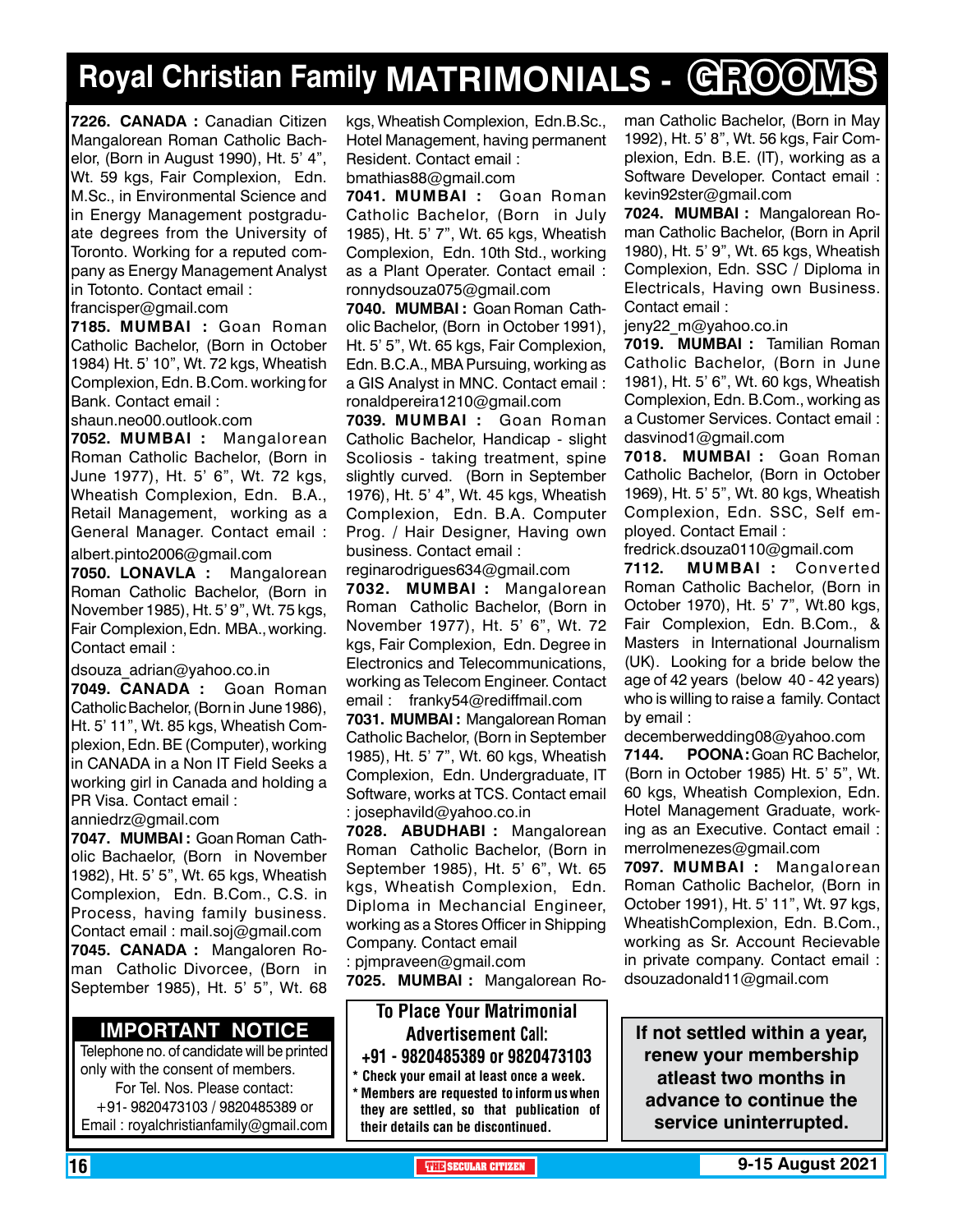# Royal Christian Family MATRIMONIALS - GROOMS

**7226. CANADA :** Canadian Citizen Mangalorean Roman Catholic Bachelor, (Born in August 1990), Ht. 5' 4", Wt. 59 kgs, Fair Complexion, Edn. M.Sc., in Environmental Science and in Energy Management postgraduate degrees from the University of Toronto. Working for a reputed company as Energy Management Analyst in Totonto. Contact email : francisper@gmail.com

**7185. MUMBAI :** Goan Roman Catholic Bachelor, (Born in October 1984) Ht. 5' 10", Wt. 72 kgs, Wheatish Complexion, Edn. B.Com. working for Bank. Contact email : shaun.neo00.outlook.com

**7052. MUMBAI :** Mangalorean Roman Catholic Bachelor, (Born in June 1977), Ht. 5' 6", Wt. 72 kgs, Wheatish Complexion, Edn. B.A., Retail Management, working as a General Manager. Contact email : albert.pinto2006@gmail.com

**7050. LONAVLA :** Mangalorean Roman Catholic Bachelor, (Born in November 1985), Ht. 5' 9", Wt. 75 kgs, Fair Complexion, Edn. MBA., working. Contact email : dsouza_adrian@yahoo.co.in

**7049. CANADA :** Goan Roman Catholic Bachelor, (Born in June 1986), Ht. 5' 11", Wt. 85 kgs, Wheatish Complexion, Edn. BE (Computer), working in CANADA in a Non IT Field Seeks a working girl in Canada and holding a PR Visa. Contact email : anniedrz@gmail.com

**7047. MUMBAI :** Goan Roman Catholic Bachaelor, (Born in November 1982), Ht. 5' 5", Wt. 65 kgs, Wheatish Complexion, Edn. B.Com., C.S. in Process, having family business. Contact email : mail.soj@gmail.com

**7045. CANADA :** Mangaloren Roman Catholic Divorcee, (Born in September 1985), Ht. 5' 5", Wt. 68 kgs, Wheatish Complexion, Edn.B.Sc., Hotel Management, having permanent Resident. Contact email : bmathias88@gmail.com

**7041. MUMBAI :** Goan Roman Catholic Bachelor, (Born in July 1985), Ht. 5' 7", Wt. 65 kgs, Wheatish Complexion, Edn. 10th Std., working as a Plant Operater. Contact email : ronnydsouza075@gmail.com

**7040. MUMBAI :** Goan Roman Catholic Bachelor, (Born in October 1991), Ht. 5' 5", Wt. 65 kgs, Fair Complexion, Edn. B.C.A., MBA Pursuing, working as a GIS Analyst in MNC. Contact email : ronaldpereira1210@gmail.com

**7039. MUMBAI :** Goan Roman Catholic Bachelor, Handicap - slight Scoliosis - taking treatment, spine slightly curved. (Born in September 1976), Ht. 5' 4", Wt. 45 kgs, Wheatish Complexion, Edn. B.A. Computer Prog. / Hair Designer, Having own business. Contact email : reginarodrigues634@gmail.com

**7032. MUMBAI :** Mangalorean Roman Catholic Bachelor, (Born in November 1977), Ht. 5' 6", Wt. 72 kgs, Fair Complexion, Edn. Degree in Electronics and Telecommunications, working as Telecom Engineer. Contact email : franky54@rediffmail.com

**7031. MUMBAI :** Mangalorean Roman Catholic Bachelor, (Born in September 1985), Ht. 5' 7", Wt. 60 kgs, Wheatish Complexion, Edn. Undergraduate, IT Software, works at TCS. Contact email : josephavild@yahoo.co.in

**7028. ABUDHABI :** Mangalorean Roman Catholic Bachelor, (Born in September 1985), Ht. 5' 6", Wt. 65 kgs, Wheatish Complexion, Edn. Diploma in Mechancial Engineer, working as a Stores Officer in Shipping Company. Contact email : pjmpraveen@gmail.com

**7025. MUMBAI :** Mangalorean Roman Catholic Bachelor, (Born in May 1992), Ht. 5' 8", Wt. 56 kgs, Fair Complexion, Edn. B.E. (IT), working as a Software Developer. Contact email : kevin92ster@gmail.com

**7024. MUMBAI :** Mangalorean Roman Catholic Bachelor, (Born in April 1980), Ht. 5' 9", Wt. 65 kgs, Wheatish Complexion, Edn. SSC / Diploma in Electricals, Having own Business. Contact email : jeny22_m@yahoo.co.in

**7019. MUMBAI :** Tamilian Roman Catholic Bachelor, (Born in June 1981), Ht. 5' 6", Wt. 60 kgs, Wheatish Complexion, Edn. B.Com., working as a Customer Services. Contact email : dasvinod1@gmail.com

**7018. MUMBAI :** Goan Roman Catholic Bachelor, (Born in October 1969), Ht. 5' 5", Wt. 80 kgs, Wheatish Complexion, Edn. SSC, Self employed. Contact Email : fredrick.dsouza0110@gmail.com

**7112. MUMBAI :** Converted Roman Catholic Bachelor, (Born in October 1970), Ht. 5' 7", Wt.80 kgs, Fair Complexion, Edn. B.Com., & Masters in International Journalism (UK). Looking for a bride below the age of 42 years (below 40 - 42 years) who is willing to raise a family. Contact by email : decemberwedding08@yahoo.com

**7144. POONA :** Goan RC Bachelor, (Born in October 1985) Ht. 5' 5", Wt. 60 kgs, Wheatish Complexion, Edn. Hotel Management Graduate, working as an Executive. Contact email : merrolmenezes@gmail.com

**7097. MUMBAI :** Mangalorean Roman Catholic Bachelor, (Born in October 1991), Ht. 5' 11", Wt. 97 kgs, WheatishComplexion, Edn. B.Com., working as Sr. Account Recievable in private company. Contact email : dsouzadonald11@gmail.com

## IMPORTANT NOTICE

Telephone no. of candidate will be printed only with the consent of members. For Tel. Nos. Please contact: +91- 9820473103 / 9820485389 or Email : royalchristianfamily@gmail.com

**To Place Your Matrimonial Advertisement Call: +91 - 9820485389 or 9820473103**

- \* Check your email at least once a week.
- \* Members are requested to inform us when they are settled, so that publication of their details can be discontinued.

**If not settled within a year, renew your membership atleast two months in advance to continue the service uninterrupted.**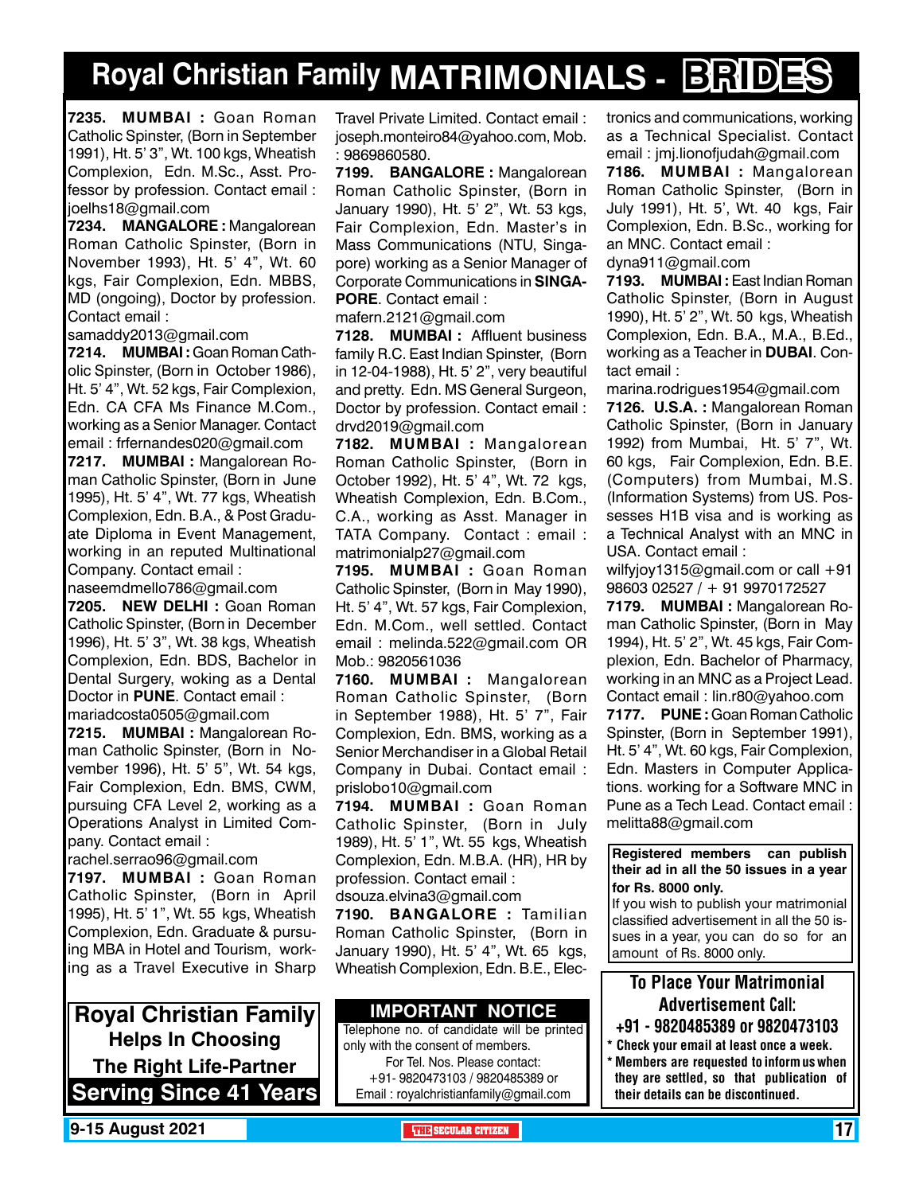# Royal Christian Family MATRIMONIALS - BRIDES

**7235. MUMBAI :** Goan Roman Catholic Spinster, (Born in September 1991), Ht. 5' 3", Wt. 100 kgs, Wheatish Complexion, Edn. M.Sc., Asst. Professor by profession. Contact email : joelhs18@gmail.com

**7234. MANGALORE :** Mangalorean Roman Catholic Spinster, (Born in November 1993), Ht. 5' 4", Wt. 60 kgs, Fair Complexion, Edn. MBBS, MD (ongoing), Doctor by profession. Contact email : samaddy2013@gmail.com

**7214. MUMBAI :** Goan Roman Catholic Spinster, (Born in October 1986), Ht. 5' 4", Wt. 52 kgs, Fair Complexion, Edn. CA CFA Ms Finance M.Com., working as a Senior Manager. Contact email : frfernandes020@gmail.com

**7217. MUMBAI :** Mangalorean Roman Catholic Spinster, (Born in June 1995), Ht. 5' 4", Wt. 77 kgs, Wheatish Complexion, Edn. B.A., & Post Graduate Diploma in Event Management, working in an reputed Multinational Company. Contact email : naseemdmello786@gmail.com

**7205. NEW DELHI :** Goan Roman Catholic Spinster, (Born in December 1996), Ht. 5' 3", Wt. 38 kgs, Wheatish Complexion, Edn. BDS, Bachelor in Dental Surgery, woking as a Dental Doctor in **PUNE**. Contact email : mariadcosta0505@gmail.com

**7215. MUMBAI :** Mangalorean Roman Catholic Spinster, (Born in November 1996), Ht. 5' 5", Wt. 54 kgs, Fair Complexion, Edn. BMS, CWM, pursuing CFA Level 2, working as a Operations Analyst in Limited Company. Contact email : rachel.serrao96@gmail.com

**7197. MUMBAI :** Goan Roman Catholic Spinster, (Born in April 1995), Ht. 5' 1", Wt. 55 kgs, Wheatish Complexion, Edn. Graduate & pursuing MBA in Hotel and Tourism, working as a Travel Executive in Sharp Travel Private Limited. Contact email : joseph.monteiro84@yahoo.com, Mob. : 9869860580.

**7199. BANGALORE :** Mangalorean Roman Catholic Spinster, (Born in January 1990), Ht. 5' 2", Wt. 53 kgs, Fair Complexion, Edn. Master's in Mass Communications (NTU, Singapore) working as a Senior Manager of Corporate Communications in **SINGAPORE**. Contact email : mafern.2121@gmail.com

**7128. MUMBAI :** Affluent business family R.C. East Indian Spinster, (Born in 12-04-1988), Ht. 5' 2", very beautiful and pretty. Edn. MS General Surgeon, Doctor by profession. Contact email : drvd2019@gmail.com

**7182. MUMBAI :** Mangalorean Roman Catholic Spinster, (Born in October 1992), Ht. 5' 4", Wt. 72 kgs, Wheatish Complexion, Edn. B.Com., C.A., working as Asst. Manager in TATA Company. Contact : email : matrimonialp27@gmail.com

**7195. MUMBAI :** Goan Roman Catholic Spinster, (Born in May 1990), Ht. 5' 4", Wt. 57 kgs, Fair Complexion, Edn. M.Com., well settled. Contact email : melinda.522@gmail.com OR Mob.: 9820561036

**7160. MUMBAI :** Mangalorean Roman Catholic Spinster, (Born in September 1988), Ht. 5' 7", Fair Complexion, Edn. BMS, working as a Senior Merchandiser in a Global Retail Company in Dubai. Contact email : prislobo10@gmail.com

**7194. MUMBAI :** Goan Roman Catholic Spinster, (Born in July 1989), Ht. 5' 1", Wt. 55 kgs, Wheatish Complexion, Edn. M.B.A. (HR), HR by profession. Contact email : dsouza.elvina3@gmail.com

**7190. BANGALORE :** Tamilian Roman Catholic Spinster, (Born in January 1990), Ht. 5' 4", Wt. 65 kgs, Wheatish Complexion, Edn. B.E., Electronics and communications, working as a Technical Specialist. Contact email : jmj.lionofjudah@gmail.com

**7186. MUMBAI :** Mangalorean Roman Catholic Spinster, (Born in July 1991), Ht. 5', Wt. 40 kgs, Fair Complexion, Edn. B.Sc., working for an MNC. Contact email : dyna911@gmail.com

**7193. MUMBAI :** East Indian Roman Catholic Spinster, (Born in August 1990), Ht. 5' 2", Wt. 50 kgs, Wheatish Complexion, Edn. B.A., M.A., B.Ed., working as a Teacher in **DUBAI**. Contact email : marina.rodrigues1954@gmail.com

**7126. U.S.A. :** Mangalorean Roman Catholic Spinster, (Born in January 1992) from Mumbai, Ht. 5' 7", Wt. 60 kgs, Fair Complexion, Edn. B.E. (Computers) from Mumbai, M.S. (Information Systems) from US. Possesses H1B visa and is working as a Technical Analyst with an MNC in USA. Contact email : wilfyjoy1315@gmail.com or call +91 98603 02527 / + 91 9970172527

**7179. MUMBAI :** Mangalorean Roman Catholic Spinster, (Born in May 1994), Ht. 5' 2", Wt. 45 kgs, Fair Complexion, Edn. Bachelor of Pharmacy, working in an MNC as a Project Lead. Contact email : lin.r80@yahoo.com

**7177. PUNE :** Goan Roman Catholic Spinster, (Born in September 1991), Ht. 5' 4", Wt. 60 kgs, Fair Complexion, Edn. Masters in Computer Applications. working for a Software MNC in Pune as a Tech Lead. Contact email : melitta88@gmail.com

**Registered members can publish their ad in all the 50 issues in a year for Rs. 8000 only.**
If you wish to publish your matrimonial classified advertisement in all the 50 issues in a year, you can do so for an amount of Rs. 8000 only.

**Royal Christian Family**
**Helps In Choosing**
**The Right Life-Partner**
**Serving Since 41 Years**

**IMPORTANT NOTICE**
Telephone no. of candidate will be printed only with the consent of members.
For Tel. Nos. Please contact:
+91- 9820473103 / 9820485389 or
Email : royalchristianfamily@gmail.com

**To Place Your Matrimonial Advertisement Call:**
**+91 - 9820485389 or 9820473103**
- **Check your email at least once a week.**
- **Members are requested to inform us when they are settled, so that publication of their details can be discontinued.**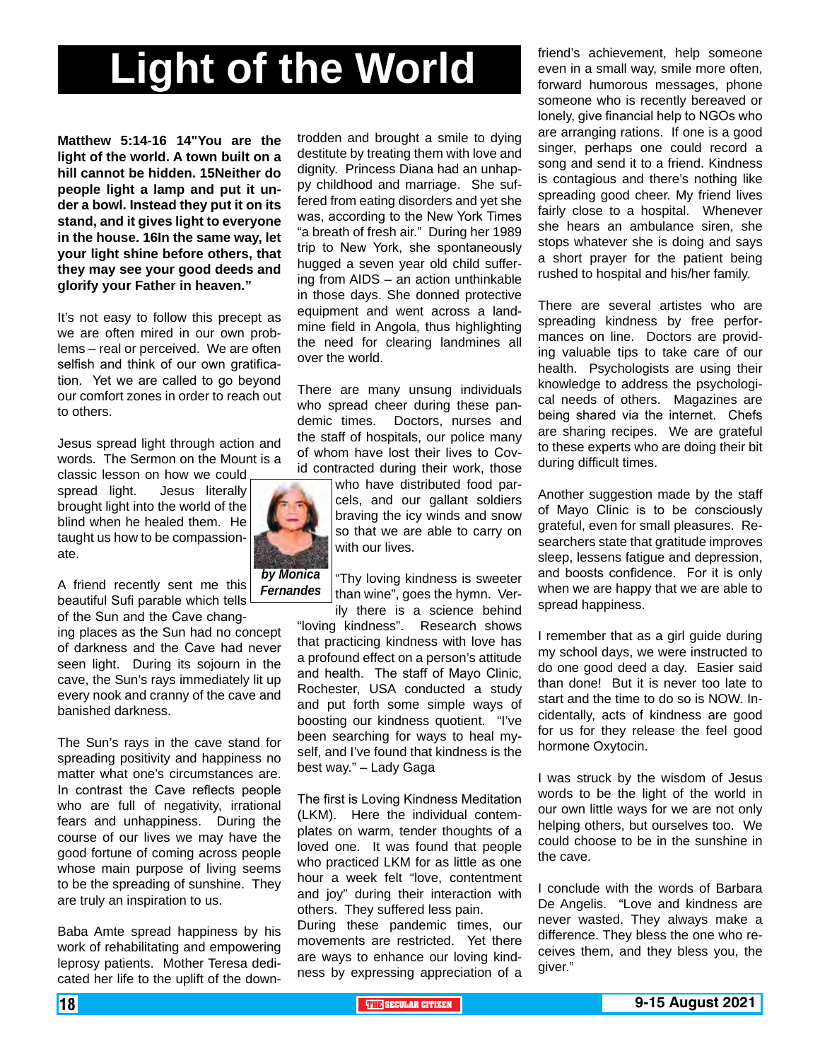# Light of the World

**Matthew 5:14-16 14"You are the light of the world. A town built on a hill cannot be hidden. 15Neither do people light a lamp and put it under a bowl. Instead they put it on its stand, and it gives light to everyone in the house. 16In the same way, let your light shine before others, that they may see your good deeds and glorify your Father in heaven."**

It's not easy to follow this precept as we are often mired in our own problems – real or perceived. We are often selfish and think of our own gratification. Yet we are called to go beyond our comfort zones in order to reach out to others.

Jesus spread light through action and words. The Sermon on the Mount is a classic lesson on how we could spread light. Jesus literally brought light into the world of the blind when he healed them. He taught us how to be compassionate.

***by Monica Fernandes***

A friend recently sent me this beautiful Sufi parable which tells of the Sun and the Cave changing places as the Sun had no concept of darkness and the Cave had never seen light. During its sojourn in the cave, the Sun's rays immediately lit up every nook and cranny of the cave and banished darkness.

The Sun's rays in the cave stand for spreading positivity and happiness no matter what one's circumstances are. In contrast the Cave reflects people who are full of negativity, irrational fears and unhappiness. During the course of our lives we may have the good fortune of coming across people whose main purpose of living seems to be the spreading of sunshine. They are truly an inspiration to us.

Baba Amte spread happiness by his work of rehabilitating and empowering leprosy patients. Mother Teresa dedicated her life to the uplift of the downtrodden and brought a smile to dying destitute by treating them with love and dignity. Princess Diana had an unhappy childhood and marriage. She suffered from eating disorders and yet she was, according to the New York Times "a breath of fresh air." During her 1989 trip to New York, she spontaneously hugged a seven year old child suffering from AIDS – an action unthinkable in those days. She donned protective equipment and went across a landmine field in Angola, thus highlighting the need for clearing landmines all over the world.

There are many unsung individuals who spread cheer during these pandemic times. Doctors, nurses and the staff of hospitals, our police many of whom have lost their lives to Covid contracted during their work, those who have distributed food parcels, and our gallant soldiers braving the icy winds and snow so that we are able to carry on with our lives.

"Thy loving kindness is sweeter than wine", goes the hymn. Verily there is a science behind "loving kindness". Research shows that practicing kindness with love has a profound effect on a person's attitude and health. The staff of Mayo Clinic, Rochester, USA conducted a study and put forth some simple ways of boosting our kindness quotient. "I've been searching for ways to heal myself, and I've found that kindness is the best way." – Lady Gaga

The first is Loving Kindness Meditation (LKM). Here the individual contemplates on warm, tender thoughts of a loved one. It was found that people who practiced LKM for as little as one hour a week felt "love, contentment and joy" during their interaction with others. They suffered less pain.

During these pandemic times, our movements are restricted. Yet there are ways to enhance our loving kindness by expressing appreciation of a friend's achievement, help someone even in a small way, smile more often, forward humorous messages, phone someone who is recently bereaved or lonely, give financial help to NGOs who are arranging rations. If one is a good singer, perhaps one could record a song and send it to a friend. Kindness is contagious and there's nothing like spreading good cheer. My friend lives fairly close to a hospital. Whenever she hears an ambulance siren, she stops whatever she is doing and says a short prayer for the patient being rushed to hospital and his/her family.

There are several artistes who are spreading kindness by free performances on line. Doctors are providing valuable tips to take care of our health. Psychologists are using their knowledge to address the psychological needs of others. Magazines are being shared via the internet. Chefs are sharing recipes. We are grateful to these experts who are doing their bit during difficult times.

Another suggestion made by the staff of Mayo Clinic is to be consciously grateful, even for small pleasures. Researchers state that gratitude improves sleep, lessens fatigue and depression, and boosts confidence. For it is only when we are happy that we are able to spread happiness.

I remember that as a girl guide during my school days, we were instructed to do one good deed a day. Easier said than done! But it is never too late to start and the time to do so is NOW. Incidentally, acts of kindness are good for us for they release the feel good hormone Oxytocin.

I was struck by the wisdom of Jesus words to be the light of the world in our own little ways for we are not only helping others, but ourselves too. We could choose to be in the sunshine in the cave.

I conclude with the words of Barbara De Angelis. "Love and kindness are never wasted. They always make a difference. They bless the one who receives them, and they bless you, the giver."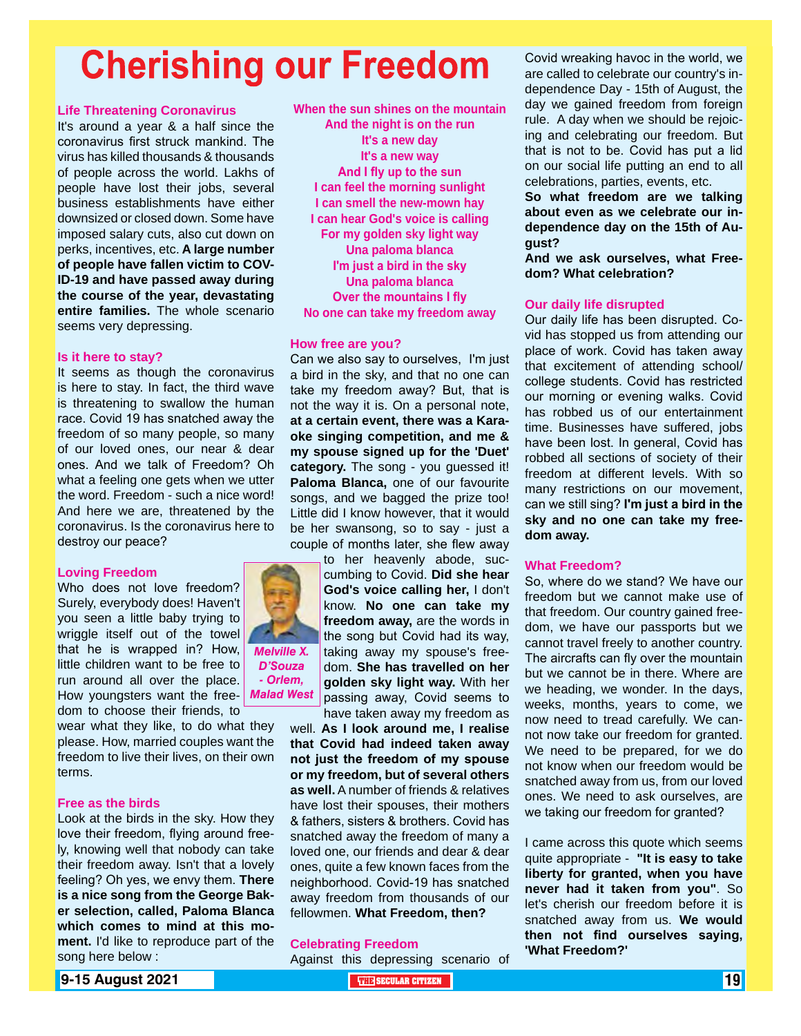# Cherishing our Freedom

### Life Threatening Coronavirus

It's around a year & a half since the coronavirus first struck mankind. The virus has killed thousands & thousands of people across the world. Lakhs of people have lost their jobs, several business establishments have either downsized or closed down. Some have imposed salary cuts, also cut down on perks, incentives, etc. **A large number of people have fallen victim to COVID-19 and have passed away during the course of the year, devastating entire families.** The whole scenario seems very depressing.

### Is it here to stay?

It seems as though the coronavirus is here to stay. In fact, the third wave is threatening to swallow the human race. Covid 19 has snatched away the freedom of so many people, so many of our loved ones, our near & dear ones. And we talk of Freedom? Oh what a feeling one gets when we utter the word. Freedom - such a nice word! And here we are, threatened by the coronavirus. Is the coronavirus here to destroy our peace?

### Loving Freedom

Who does not love freedom? Surely, everybody does! Haven't you seen a little baby trying to wriggle itself out of the towel that he is wrapped in? How, little children want to be free to run around all over the place. How youngsters want the freedom to choose their friends, to wear what they like, to do what they please. How, married couples want the freedom to live their lives, on their own terms.

### Free as the birds

Look at the birds in the sky. How they love their freedom, flying around freely, knowing well that nobody can take their freedom away. Isn't that a lovely feeling? Oh yes, we envy them. **There is a nice song from the George Baker selection, called, Paloma Blanca which comes to mind at this moment.** I'd like to reproduce part of the song here below :

When the sun shines on the mountain  
And the night is on the run  
It's a new day  
It's a new way  
And I fly up to the sun  
I can feel the morning sunlight  
I can smell the new-mown hay  
I can hear God's voice is calling  
For my golden sky light way  
Una paloma blanca  
I'm just a bird in the sky  
Una paloma blanca  
Over the mountains I fly  
No one can take my freedom away

### How free are you?

Can we also say to ourselves, I'm just a bird in the sky, and that no one can take my freedom away? But, that is not the way it is. On a personal note, **at a certain event, there was a Karaoke singing competition, and me & my spouse signed up for the 'Duet' category.** The song - you guessed it! **Paloma Blanca,** one of our favourite songs, and we bagged the prize too! Little did I know however, that it would be her swansong, so to say - just a couple of months later, she flew away to her heavenly abode, succumbing to Covid. **Did she hear God's voice calling her,** I don't know. **No one can take my freedom away,** are the words in the song but Covid had its way, taking away my spouse's freedom. **She has travelled on her golden sky light way.** With her passing away, Covid seems to have taken away my freedom as well. **As I look around me, I realise that Covid had indeed taken away not just the freedom of my spouse or my freedom, but of several others as well.** A number of friends & relatives have lost their spouses, their mothers & fathers, sisters & brothers. Covid has snatched away the freedom of many a loved one, our friends and dear & dear ones, quite a few known faces from the neighborhood. Covid-19 has snatched away freedom from thousands of our fellowmen. **What Freedom, then?**

*Melville X. D'Souza - Orlem, Malad West*

### Celebrating Freedom

Against this depressing scenario of Covid wreaking havoc in the world, we are called to celebrate our country's independence Day - 15th of August, the day we gained freedom from foreign rule. A day when we should be rejoicing and celebrating our freedom. But that is not to be. Covid has put a lid on our social life putting an end to all celebrations, parties, events, etc.

**So what freedom are we talking about even as we celebrate our independence day on the 15th of August?**

**And we ask ourselves, what Freedom? What celebration?**

### Our daily life disrupted

Our daily life has been disrupted. Covid has stopped us from attending our place of work. Covid has taken away that excitement of attending school/ college students. Covid has restricted our morning or evening walks. Covid has robbed us of our entertainment time. Businesses have suffered, jobs have been lost. In general, Covid has robbed all sections of society of their freedom at different levels. With so many restrictions on our movement, can we still sing? **I'm just a bird in the sky and no one can take my freedom away.**

### What Freedom?

So, where do we stand? We have our freedom but we cannot make use of that freedom. Our country gained freedom, we have our passports but we cannot travel freely to another country. The aircrafts can fly over the mountain but we cannot be in there. Where are we heading, we wonder. In the days, weeks, months, years to come, we now need to tread carefully. We cannot now take our freedom for granted. We need to be prepared, for we do not know when our freedom would be snatched away from us, from our loved ones. We need to ask ourselves, are we taking our freedom for granted?

I came across this quote which seems quite appropriate - **"It is easy to take liberty for granted, when you have never had it taken from you"**. So let's cherish our freedom before it is snatched away from us. **We would then not find ourselves saying, 'What Freedom?'**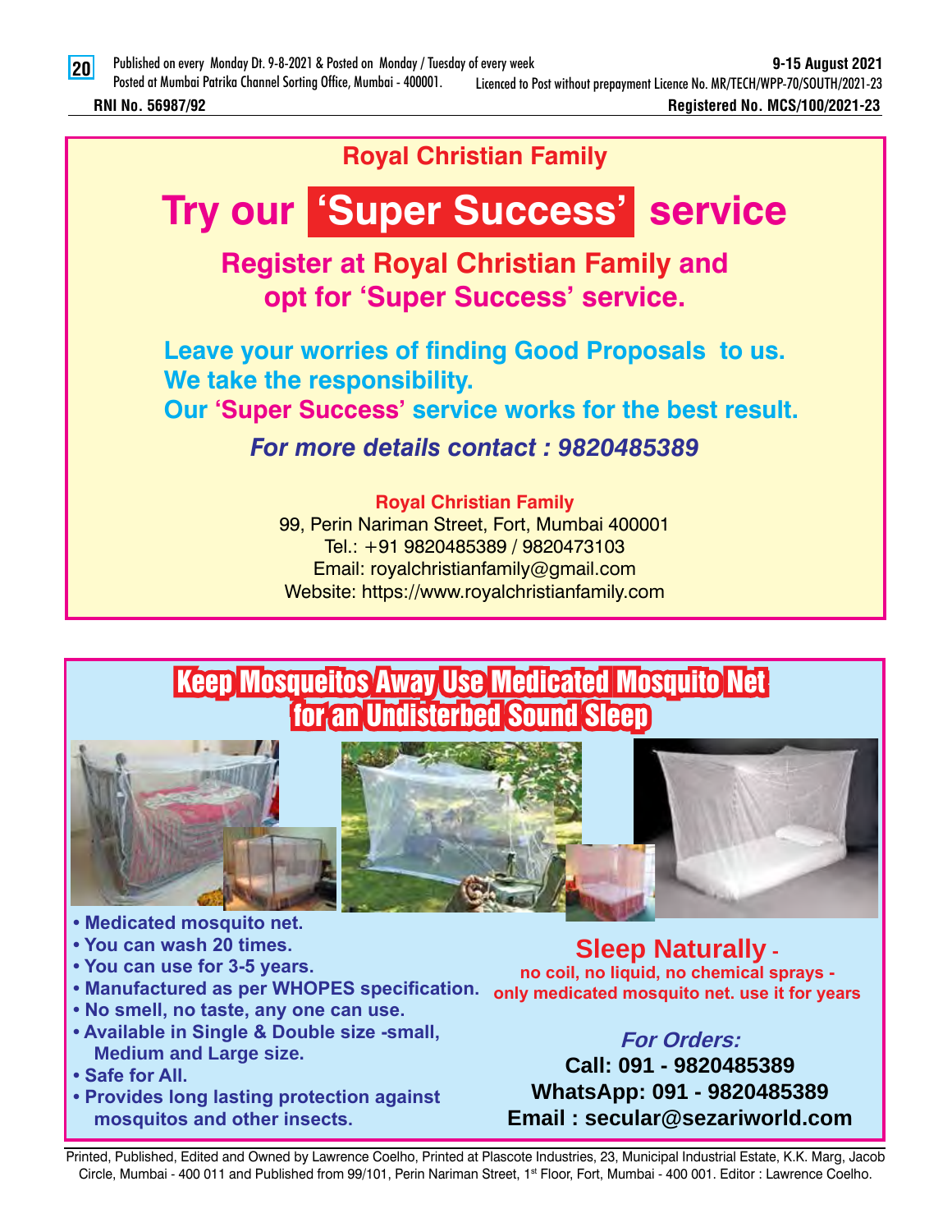## Royal Christian Family

# Try our 'Super Success' service

**Register at Royal Christian Family and opt for 'Super Success' service.**

**Leave your worries of finding Good Proposals to us.**
**We take the responsibility.**
**Our 'Super Success' service works for the best result.**

***For more details contact : 9820485389***

**Royal Christian Family**
99, Perin Nariman Street, Fort, Mumbai 400001
Tel.: +91 9820485389 / 9820473103
Email: royalchristianfamily@gmail.com
Website: https://www.royalchristianfamily.com

## Keep Mosqueitos Away Use Medicated Mosquito Net for an Undisterbed Sound Sleep

- **Medicated mosquito net.**
- **You can wash 20 times.**
- **You can use for 3-5 years.**
- **Manufactured as per WHOPES specification.**
- **No smell, no taste, any one can use.**
- **Available in Single & Double size -small, Medium and Large size.**
- **Safe for All.**
- **Provides long lasting protection against mosquitos and other insects.**

**Sleep Naturally -**
**no coil, no liquid, no chemical sprays - only medicated mosquito net. use it for years**

***For Orders:***
**Call: 091 - 9820485389**
**WhatsApp: 091 - 9820485389**
**Email : secular@sezariworld.com**

Printed, Published, Edited and Owned by Lawrence Coelho, Printed at Plascote Industries, 23, Municipal Industrial Estate, K.K. Marg, Jacob Circle, Mumbai - 400 011 and Published from 99/101, Perin Nariman Street, 1st Floor, Fort, Mumbai - 400 001. Editor : Lawrence Coelho.